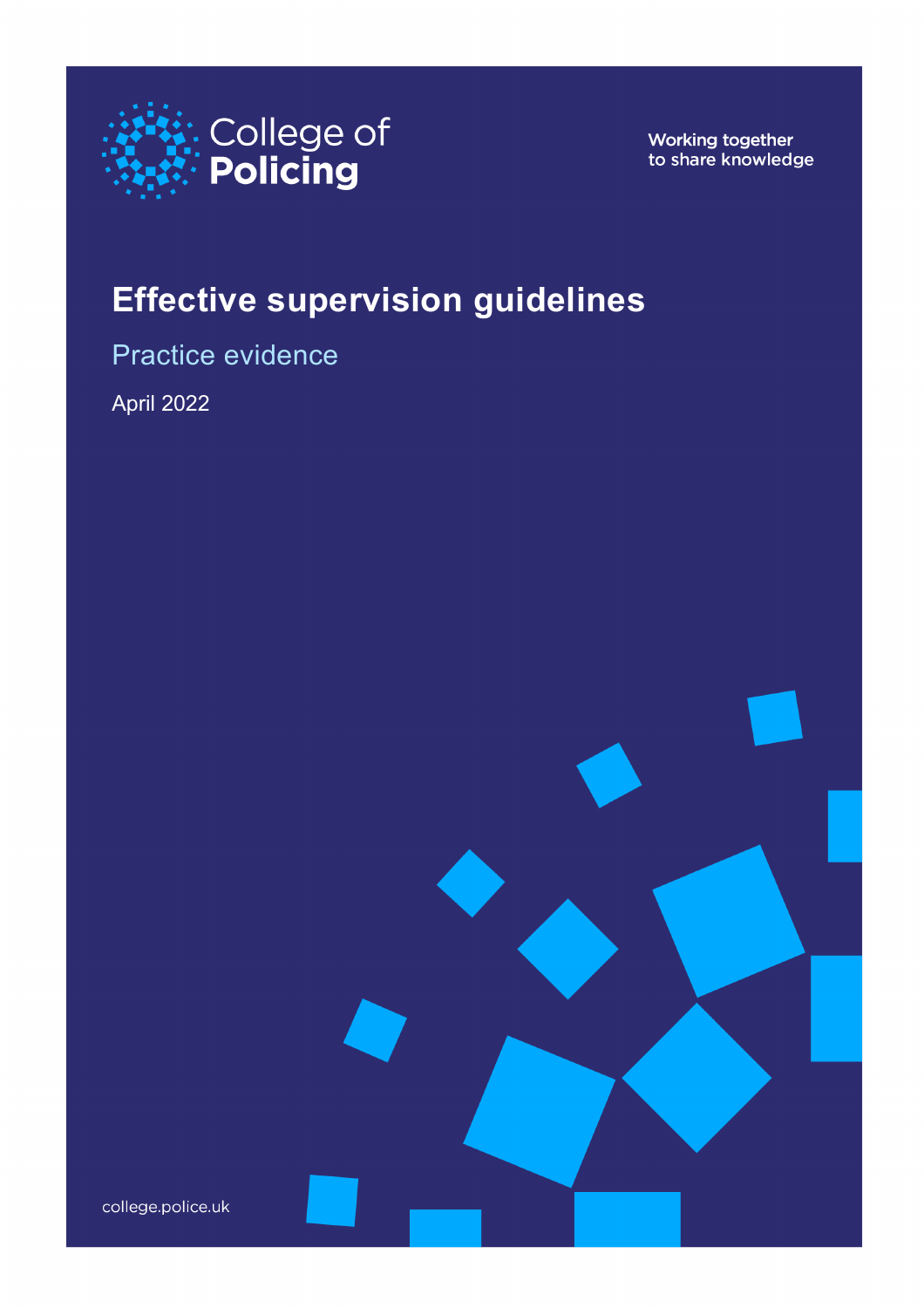College of Policing

Working together to share knowledge

# Effective supervision guidelines

## Practice evidence

April 2022

college.police.uk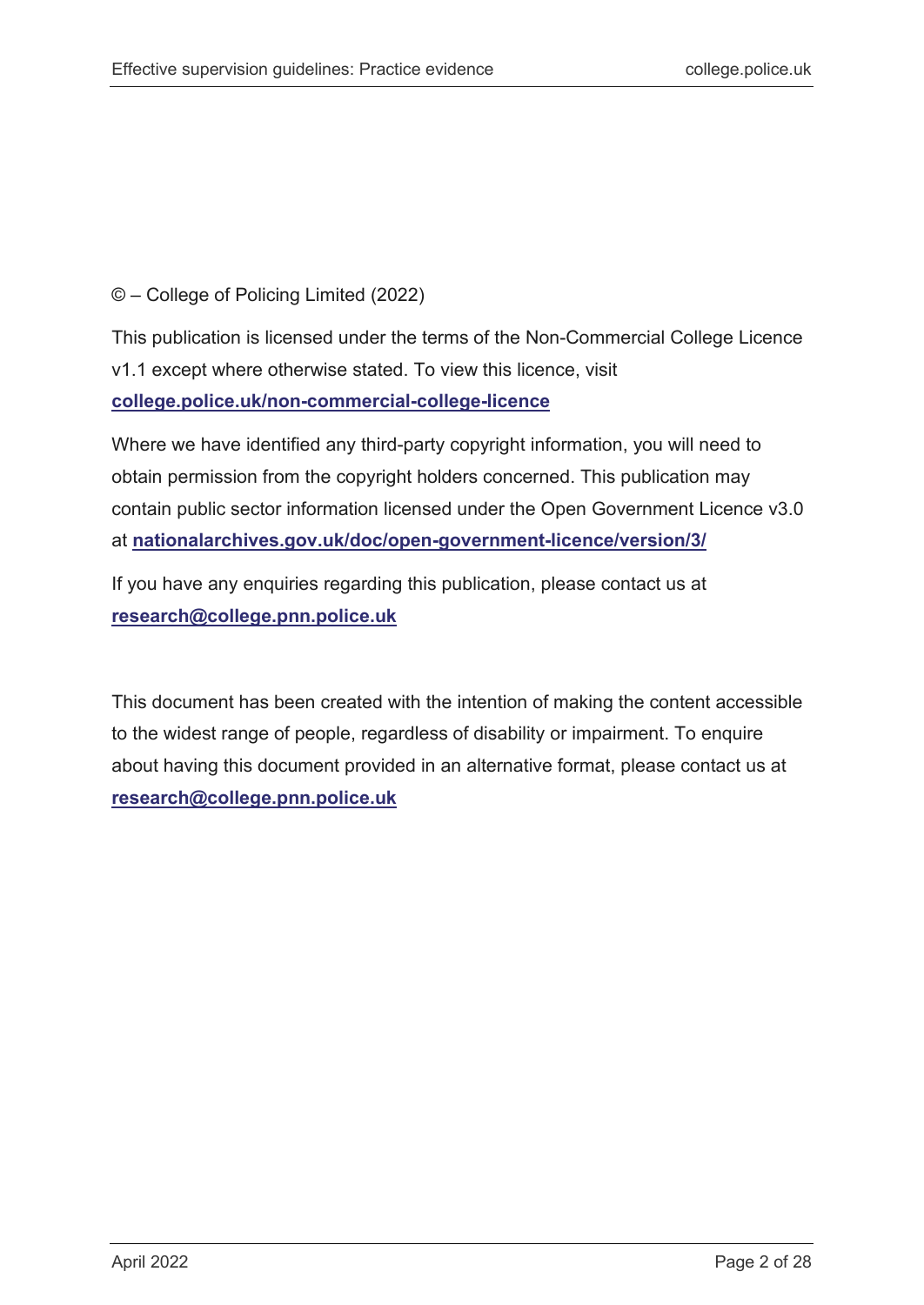© – College of Policing Limited (2022)

This publication is licensed under the terms of the Non-Commercial College Licence v1.1 except where otherwise stated. To view this licence, visit **college.police.uk/non-commercial-college-licence**

Where we have identified any third-party copyright information, you will need to obtain permission from the copyright holders concerned. This publication may contain public sector information licensed under the Open Government Licence v3.0 at **nationalarchives.gov.uk/doc/open-government-licence/version/3/**

If you have any enquiries regarding this publication, please contact us at **research@college.pnn.police.uk**

This document has been created with the intention of making the content accessible to the widest range of people, regardless of disability or impairment. To enquire about having this document provided in an alternative format, please contact us at **research@college.pnn.police.uk**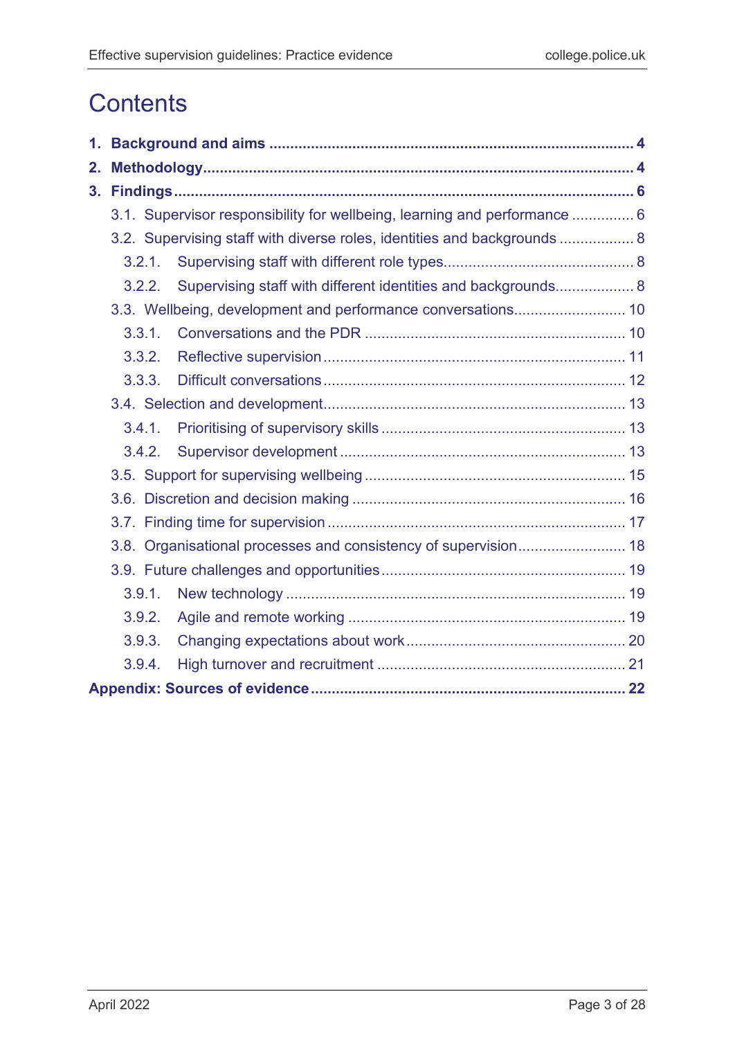# Contents

**1. Background and aims** ........................................................................................ **4**

**2. Methodology** ........................................................................................................ **4**

**3. Findings** ............................................................................................................... **6**

- 3.1. Supervisor responsibility for wellbeing, learning and performance ............... 6
- 3.2. Supervising staff with diverse roles, identities and backgrounds .................. 8
  - 3.2.1. Supervising staff with different role types............................................. 8
  - 3.2.2. Supervising staff with different identities and backgrounds................... 8
- 3.3. Wellbeing, development and performance conversations........................... 10
  - 3.3.1. Conversations and the PDR ............................................................... 10
  - 3.3.2. Reflective supervision ........................................................................ 11
  - 3.3.3. Difficult conversations ........................................................................ 12
- 3.4. Selection and development......................................................................... 13
  - 3.4.1. Prioritising of supervisory skills ........................................................... 13
  - 3.4.2. Supervisor development ..................................................................... 13
- 3.5. Support for supervising wellbeing .............................................................. 15
- 3.6. Discretion and decision making .................................................................. 16
- 3.7. Finding time for supervision ........................................................................ 17
- 3.8. Organisational processes and consistency of supervision.......................... 18
- 3.9. Future challenges and opportunities........................................................... 19
  - 3.9.1. New technology .................................................................................. 19
  - 3.9.2. Agile and remote working ................................................................... 19
  - 3.9.3. Changing expectations about work..................................................... 20
  - 3.9.4. High turnover and recruitment ............................................................ 21

**Appendix: Sources of evidence** ............................................................................ **22**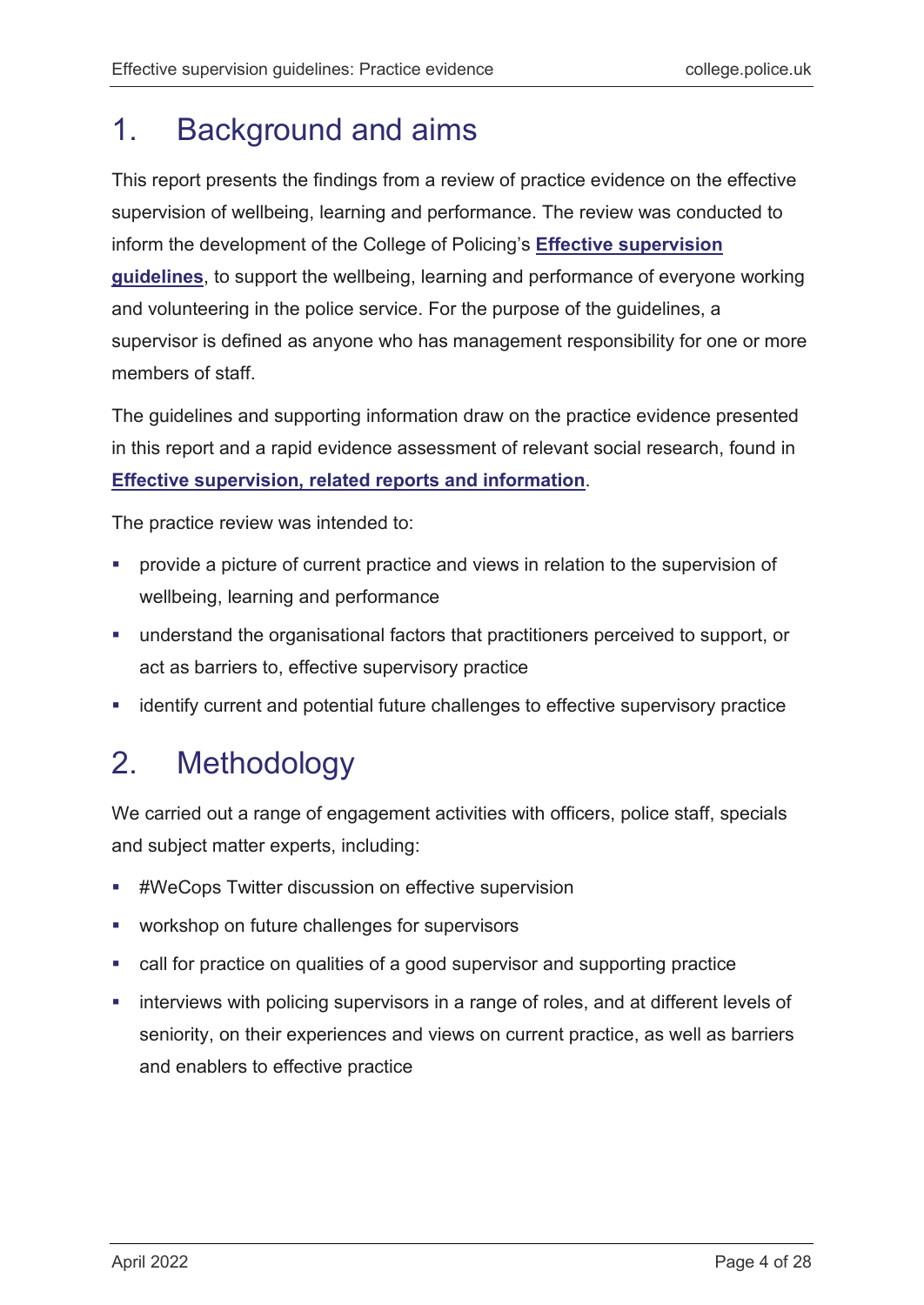# 1. Background and aims

This report presents the findings from a review of practice evidence on the effective supervision of wellbeing, learning and performance. The review was conducted to inform the development of the College of Policing's **Effective supervision guidelines**, to support the wellbeing, learning and performance of everyone working and volunteering in the police service. For the purpose of the guidelines, a supervisor is defined as anyone who has management responsibility for one or more members of staff.

The guidelines and supporting information draw on the practice evidence presented in this report and a rapid evidence assessment of relevant social research, found in **Effective supervision, related reports and information**.

The practice review was intended to:

- provide a picture of current practice and views in relation to the supervision of wellbeing, learning and performance
- understand the organisational factors that practitioners perceived to support, or act as barriers to, effective supervisory practice
- identify current and potential future challenges to effective supervisory practice

# 2. Methodology

We carried out a range of engagement activities with officers, police staff, specials and subject matter experts, including:

- #WeCops Twitter discussion on effective supervision
- workshop on future challenges for supervisors
- call for practice on qualities of a good supervisor and supporting practice
- interviews with policing supervisors in a range of roles, and at different levels of seniority, on their experiences and views on current practice, as well as barriers and enablers to effective practice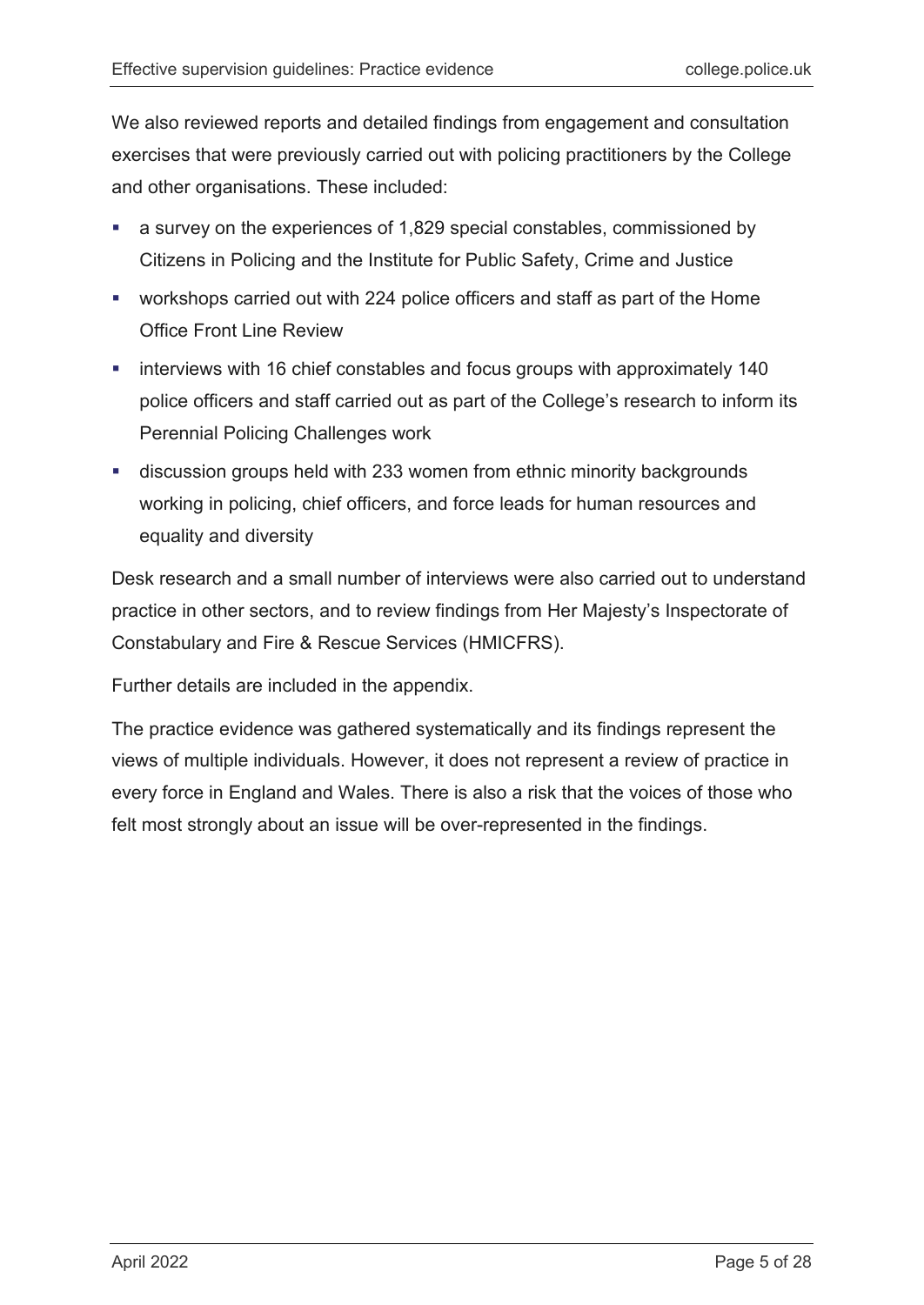We also reviewed reports and detailed findings from engagement and consultation exercises that were previously carried out with policing practitioners by the College and other organisations. These included:

- a survey on the experiences of 1,829 special constables, commissioned by Citizens in Policing and the Institute for Public Safety, Crime and Justice
- workshops carried out with 224 police officers and staff as part of the Home Office Front Line Review
- interviews with 16 chief constables and focus groups with approximately 140 police officers and staff carried out as part of the College's research to inform its Perennial Policing Challenges work
- discussion groups held with 233 women from ethnic minority backgrounds working in policing, chief officers, and force leads for human resources and equality and diversity

Desk research and a small number of interviews were also carried out to understand practice in other sectors, and to review findings from Her Majesty's Inspectorate of Constabulary and Fire & Rescue Services (HMICFRS).

Further details are included in the appendix.

The practice evidence was gathered systematically and its findings represent the views of multiple individuals. However, it does not represent a review of practice in every force in England and Wales. There is also a risk that the voices of those who felt most strongly about an issue will be over-represented in the findings.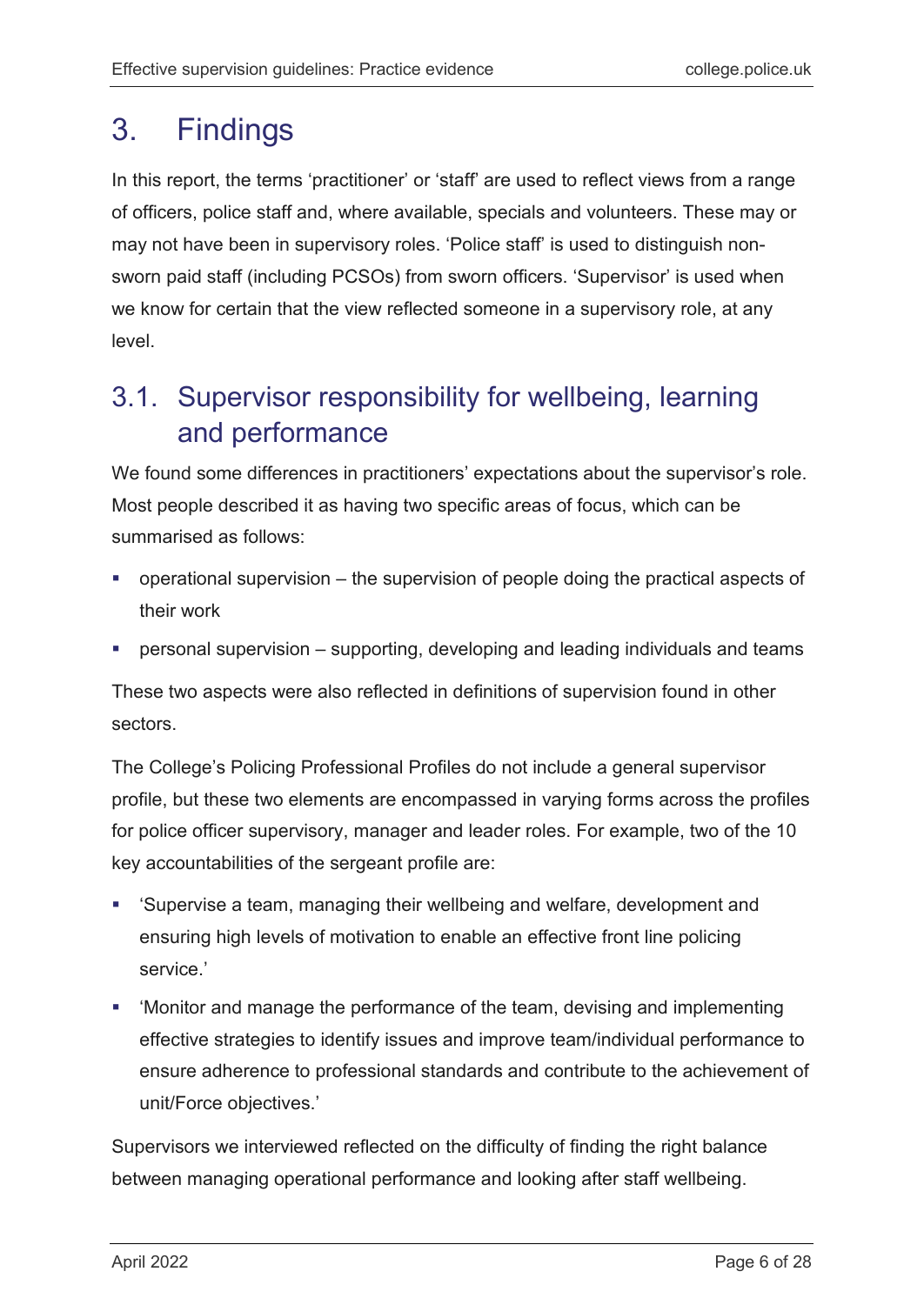# 3. Findings

In this report, the terms 'practitioner' or 'staff' are used to reflect views from a range of officers, police staff and, where available, specials and volunteers. These may or may not have been in supervisory roles. 'Police staff' is used to distinguish non-sworn paid staff (including PCSOs) from sworn officers. 'Supervisor' is used when we know for certain that the view reflected someone in a supervisory role, at any level.

## 3.1. Supervisor responsibility for wellbeing, learning and performance

We found some differences in practitioners' expectations about the supervisor's role. Most people described it as having two specific areas of focus, which can be summarised as follows:

- operational supervision – the supervision of people doing the practical aspects of their work
- personal supervision – supporting, developing and leading individuals and teams

These two aspects were also reflected in definitions of supervision found in other sectors.

The College's Policing Professional Profiles do not include a general supervisor profile, but these two elements are encompassed in varying forms across the profiles for police officer supervisory, manager and leader roles. For example, two of the 10 key accountabilities of the sergeant profile are:

- 'Supervise a team, managing their wellbeing and welfare, development and ensuring high levels of motivation to enable an effective front line policing service.'
- 'Monitor and manage the performance of the team, devising and implementing effective strategies to identify issues and improve team/individual performance to ensure adherence to professional standards and contribute to the achievement of unit/Force objectives.'

Supervisors we interviewed reflected on the difficulty of finding the right balance between managing operational performance and looking after staff wellbeing.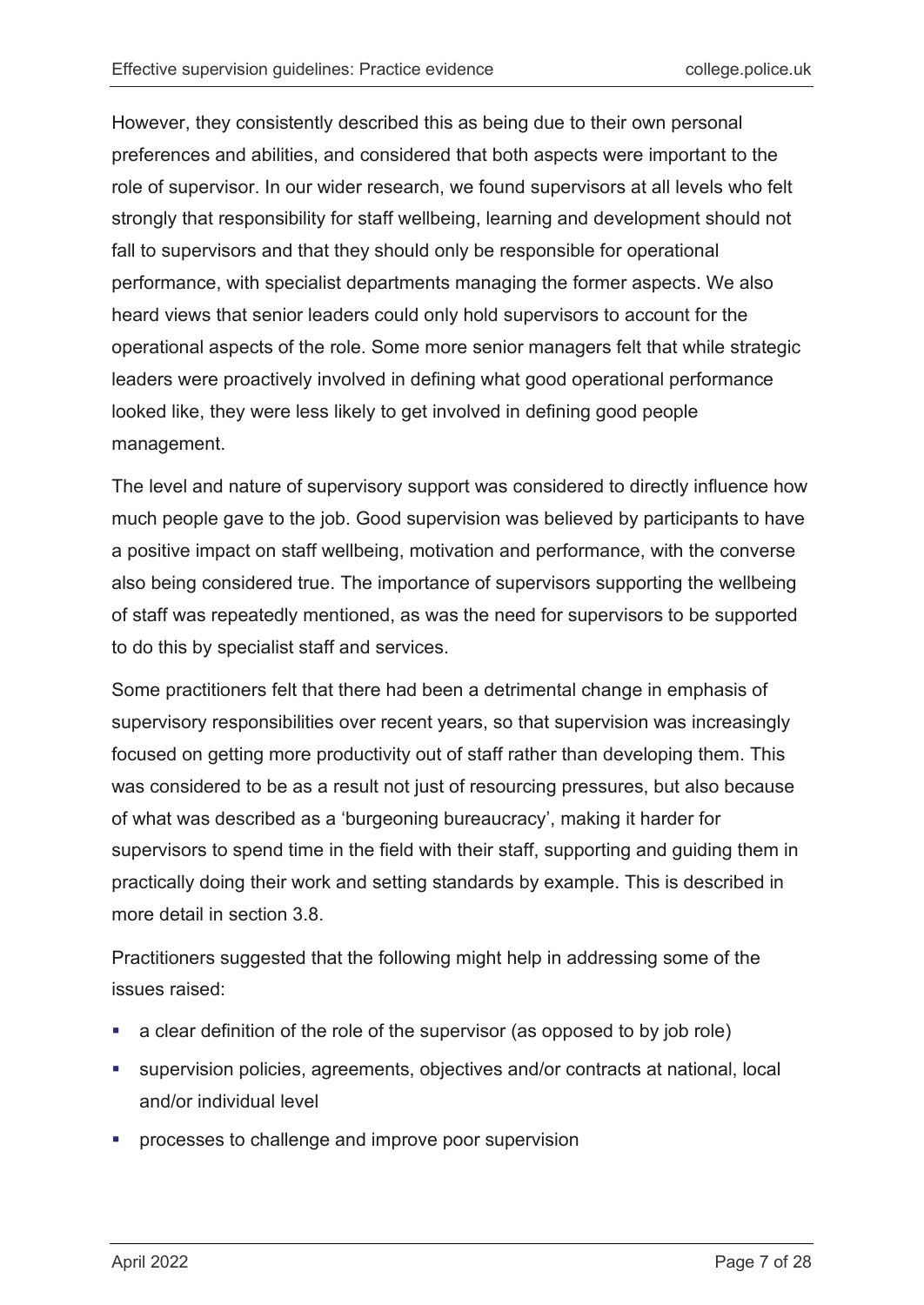However, they consistently described this as being due to their own personal preferences and abilities, and considered that both aspects were important to the role of supervisor. In our wider research, we found supervisors at all levels who felt strongly that responsibility for staff wellbeing, learning and development should not fall to supervisors and that they should only be responsible for operational performance, with specialist departments managing the former aspects. We also heard views that senior leaders could only hold supervisors to account for the operational aspects of the role. Some more senior managers felt that while strategic leaders were proactively involved in defining what good operational performance looked like, they were less likely to get involved in defining good people management.

The level and nature of supervisory support was considered to directly influence how much people gave to the job. Good supervision was believed by participants to have a positive impact on staff wellbeing, motivation and performance, with the converse also being considered true. The importance of supervisors supporting the wellbeing of staff was repeatedly mentioned, as was the need for supervisors to be supported to do this by specialist staff and services.

Some practitioners felt that there had been a detrimental change in emphasis of supervisory responsibilities over recent years, so that supervision was increasingly focused on getting more productivity out of staff rather than developing them. This was considered to be as a result not just of resourcing pressures, but also because of what was described as a 'burgeoning bureaucracy', making it harder for supervisors to spend time in the field with their staff, supporting and guiding them in practically doing their work and setting standards by example. This is described in more detail in section 3.8.

Practitioners suggested that the following might help in addressing some of the issues raised:

- a clear definition of the role of the supervisor (as opposed to by job role)
- supervision policies, agreements, objectives and/or contracts at national, local and/or individual level
- processes to challenge and improve poor supervision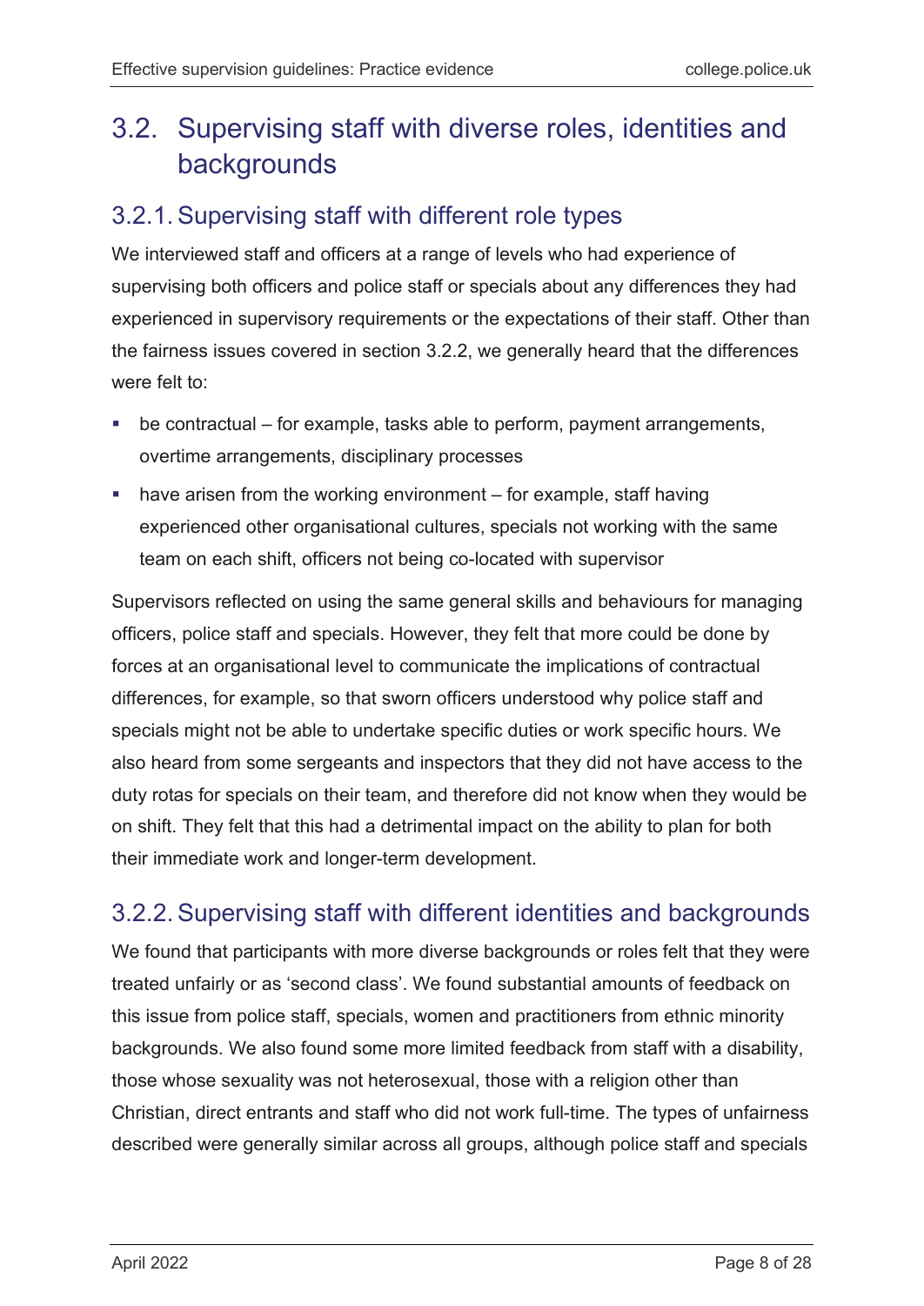## 3.2. Supervising staff with diverse roles, identities and backgrounds

### 3.2.1. Supervising staff with different role types

We interviewed staff and officers at a range of levels who had experience of supervising both officers and police staff or specials about any differences they had experienced in supervisory requirements or the expectations of their staff. Other than the fairness issues covered in section 3.2.2, we generally heard that the differences were felt to:

- be contractual – for example, tasks able to perform, payment arrangements, overtime arrangements, disciplinary processes
- have arisen from the working environment – for example, staff having experienced other organisational cultures, specials not working with the same team on each shift, officers not being co-located with supervisor

Supervisors reflected on using the same general skills and behaviours for managing officers, police staff and specials. However, they felt that more could be done by forces at an organisational level to communicate the implications of contractual differences, for example, so that sworn officers understood why police staff and specials might not be able to undertake specific duties or work specific hours. We also heard from some sergeants and inspectors that they did not have access to the duty rotas for specials on their team, and therefore did not know when they would be on shift. They felt that this had a detrimental impact on the ability to plan for both their immediate work and longer-term development.

### 3.2.2. Supervising staff with different identities and backgrounds

We found that participants with more diverse backgrounds or roles felt that they were treated unfairly or as 'second class'. We found substantial amounts of feedback on this issue from police staff, specials, women and practitioners from ethnic minority backgrounds. We also found some more limited feedback from staff with a disability, those whose sexuality was not heterosexual, those with a religion other than Christian, direct entrants and staff who did not work full-time. The types of unfairness described were generally similar across all groups, although police staff and specials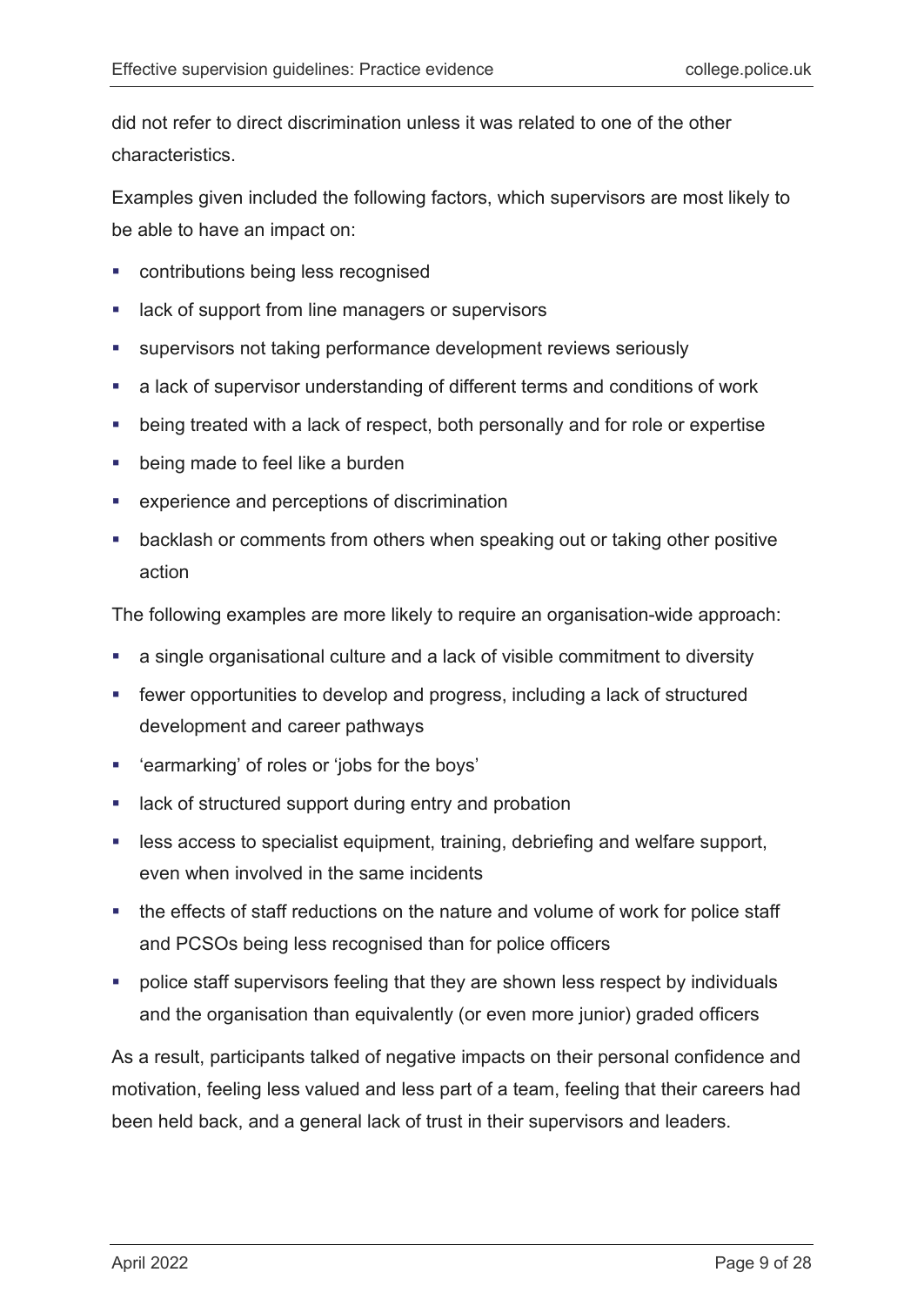did not refer to direct discrimination unless it was related to one of the other characteristics.

Examples given included the following factors, which supervisors are most likely to be able to have an impact on:

- contributions being less recognised
- lack of support from line managers or supervisors
- supervisors not taking performance development reviews seriously
- a lack of supervisor understanding of different terms and conditions of work
- being treated with a lack of respect, both personally and for role or expertise
- being made to feel like a burden
- experience and perceptions of discrimination
- backlash or comments from others when speaking out or taking other positive action

The following examples are more likely to require an organisation-wide approach:

- a single organisational culture and a lack of visible commitment to diversity
- fewer opportunities to develop and progress, including a lack of structured development and career pathways
- 'earmarking' of roles or 'jobs for the boys'
- lack of structured support during entry and probation
- less access to specialist equipment, training, debriefing and welfare support, even when involved in the same incidents
- the effects of staff reductions on the nature and volume of work for police staff and PCSOs being less recognised than for police officers
- police staff supervisors feeling that they are shown less respect by individuals and the organisation than equivalently (or even more junior) graded officers

As a result, participants talked of negative impacts on their personal confidence and motivation, feeling less valued and less part of a team, feeling that their careers had been held back, and a general lack of trust in their supervisors and leaders.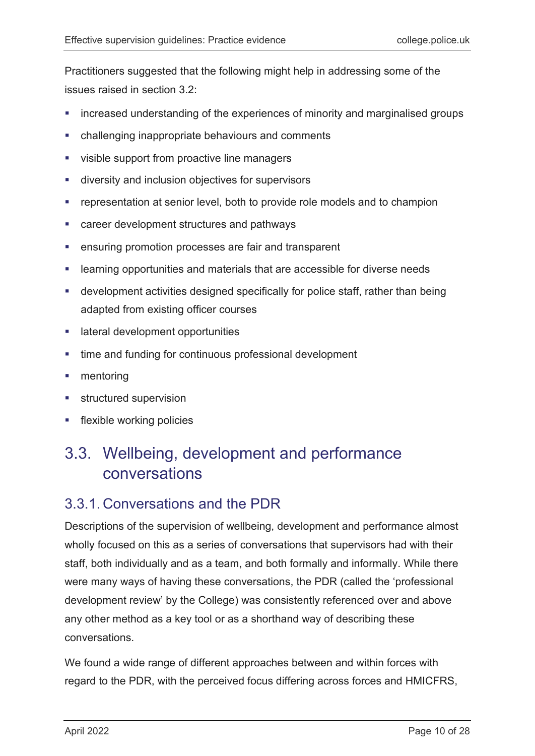Practitioners suggested that the following might help in addressing some of the issues raised in section 3.2:

- increased understanding of the experiences of minority and marginalised groups
- challenging inappropriate behaviours and comments
- visible support from proactive line managers
- diversity and inclusion objectives for supervisors
- representation at senior level, both to provide role models and to champion
- career development structures and pathways
- ensuring promotion processes are fair and transparent
- learning opportunities and materials that are accessible for diverse needs
- development activities designed specifically for police staff, rather than being adapted from existing officer courses
- lateral development opportunities
- time and funding for continuous professional development
- mentoring
- structured supervision
- flexible working policies

## 3.3. Wellbeing, development and performance conversations

### 3.3.1. Conversations and the PDR

Descriptions of the supervision of wellbeing, development and performance almost wholly focused on this as a series of conversations that supervisors had with their staff, both individually and as a team, and both formally and informally. While there were many ways of having these conversations, the PDR (called the 'professional development review' by the College) was consistently referenced over and above any other method as a key tool or as a shorthand way of describing these conversations.

We found a wide range of different approaches between and within forces with regard to the PDR, with the perceived focus differing across forces and HMICFRS,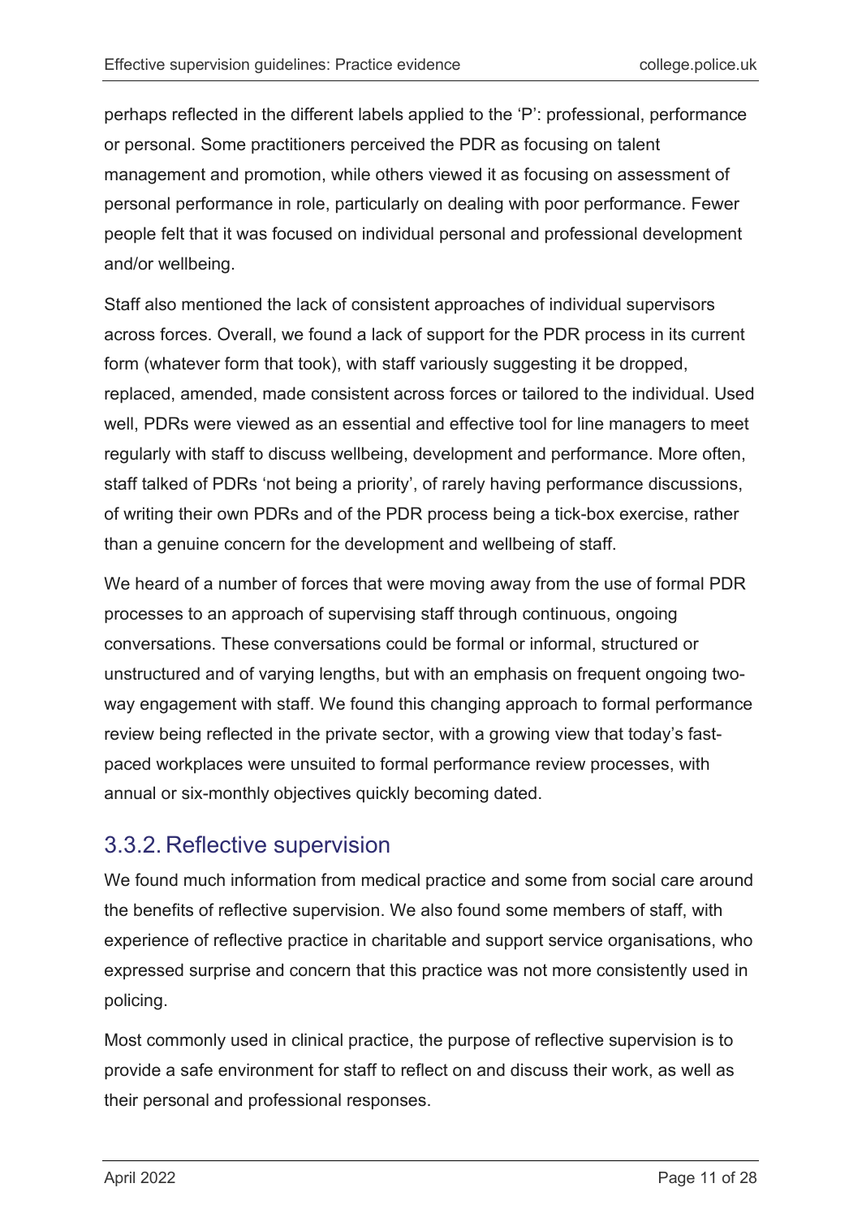perhaps reflected in the different labels applied to the 'P': professional, performance or personal. Some practitioners perceived the PDR as focusing on talent management and promotion, while others viewed it as focusing on assessment of personal performance in role, particularly on dealing with poor performance. Fewer people felt that it was focused on individual personal and professional development and/or wellbeing.

Staff also mentioned the lack of consistent approaches of individual supervisors across forces. Overall, we found a lack of support for the PDR process in its current form (whatever form that took), with staff variously suggesting it be dropped, replaced, amended, made consistent across forces or tailored to the individual. Used well, PDRs were viewed as an essential and effective tool for line managers to meet regularly with staff to discuss wellbeing, development and performance. More often, staff talked of PDRs 'not being a priority', of rarely having performance discussions, of writing their own PDRs and of the PDR process being a tick-box exercise, rather than a genuine concern for the development and wellbeing of staff.

We heard of a number of forces that were moving away from the use of formal PDR processes to an approach of supervising staff through continuous, ongoing conversations. These conversations could be formal or informal, structured or unstructured and of varying lengths, but with an emphasis on frequent ongoing two-way engagement with staff. We found this changing approach to formal performance review being reflected in the private sector, with a growing view that today's fast-paced workplaces were unsuited to formal performance review processes, with annual or six-monthly objectives quickly becoming dated.

### 3.3.2. Reflective supervision

We found much information from medical practice and some from social care around the benefits of reflective supervision. We also found some members of staff, with experience of reflective practice in charitable and support service organisations, who expressed surprise and concern that this practice was not more consistently used in policing.

Most commonly used in clinical practice, the purpose of reflective supervision is to provide a safe environment for staff to reflect on and discuss their work, as well as their personal and professional responses.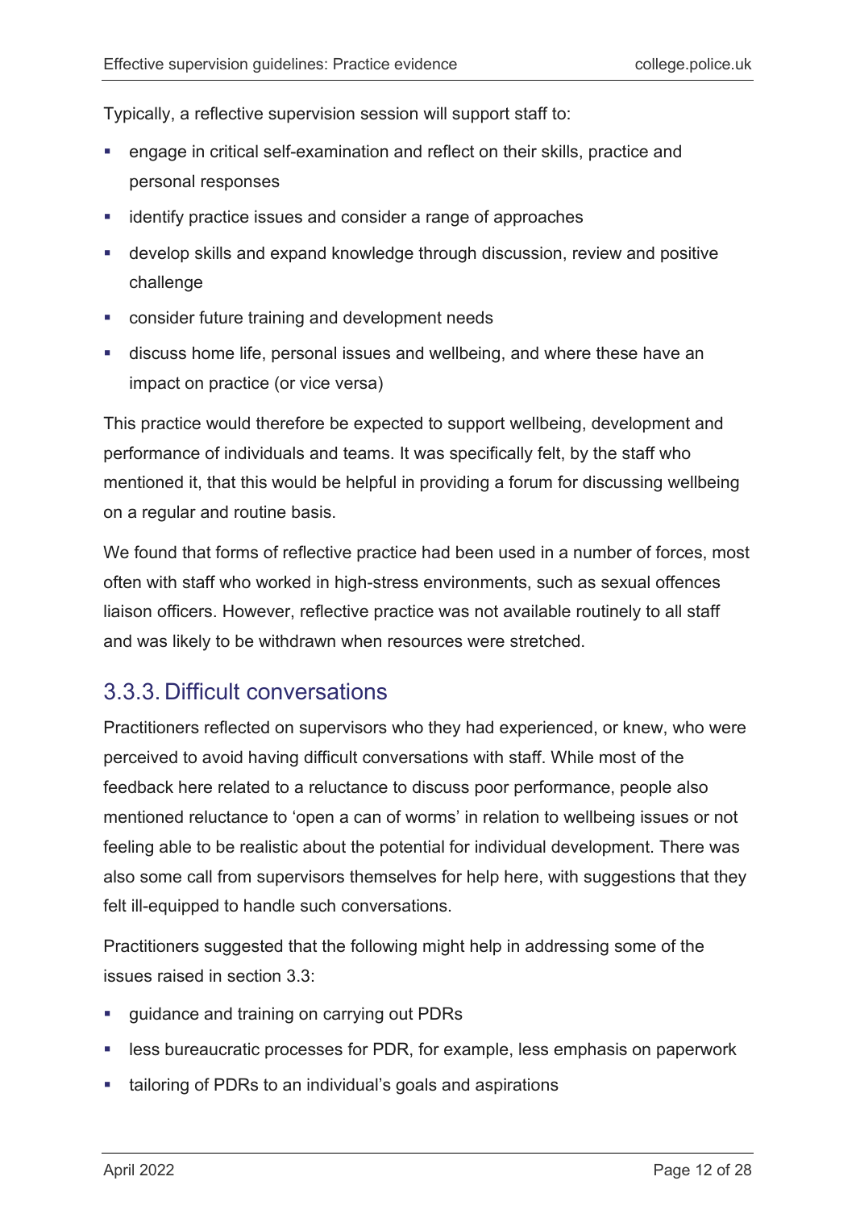Typically, a reflective supervision session will support staff to:

- engage in critical self-examination and reflect on their skills, practice and personal responses
- identify practice issues and consider a range of approaches
- develop skills and expand knowledge through discussion, review and positive challenge
- consider future training and development needs
- discuss home life, personal issues and wellbeing, and where these have an impact on practice (or vice versa)

This practice would therefore be expected to support wellbeing, development and performance of individuals and teams. It was specifically felt, by the staff who mentioned it, that this would be helpful in providing a forum for discussing wellbeing on a regular and routine basis.

We found that forms of reflective practice had been used in a number of forces, most often with staff who worked in high-stress environments, such as sexual offences liaison officers. However, reflective practice was not available routinely to all staff and was likely to be withdrawn when resources were stretched.

### 3.3.3. Difficult conversations

Practitioners reflected on supervisors who they had experienced, or knew, who were perceived to avoid having difficult conversations with staff. While most of the feedback here related to a reluctance to discuss poor performance, people also mentioned reluctance to 'open a can of worms' in relation to wellbeing issues or not feeling able to be realistic about the potential for individual development. There was also some call from supervisors themselves for help here, with suggestions that they felt ill-equipped to handle such conversations.

Practitioners suggested that the following might help in addressing some of the issues raised in section 3.3:

- guidance and training on carrying out PDRs
- less bureaucratic processes for PDR, for example, less emphasis on paperwork
- tailoring of PDRs to an individual's goals and aspirations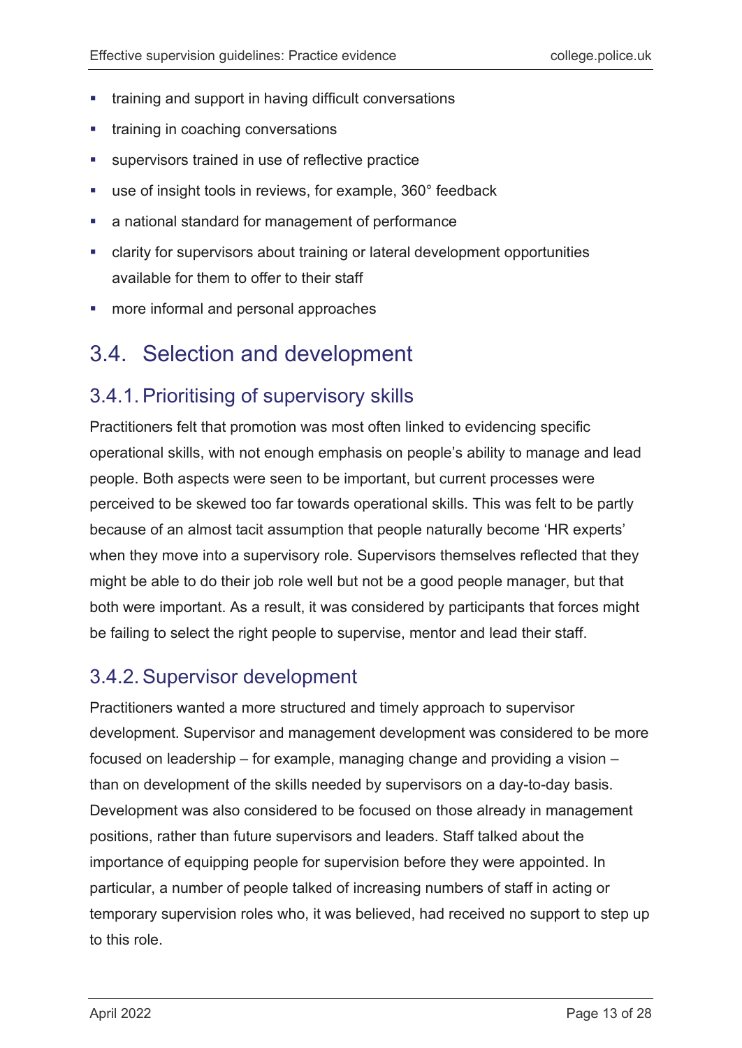- training and support in having difficult conversations
- training in coaching conversations
- supervisors trained in use of reflective practice
- use of insight tools in reviews, for example, 360° feedback
- a national standard for management of performance
- clarity for supervisors about training or lateral development opportunities available for them to offer to their staff
- more informal and personal approaches

## 3.4. Selection and development

### 3.4.1. Prioritising of supervisory skills

Practitioners felt that promotion was most often linked to evidencing specific operational skills, with not enough emphasis on people's ability to manage and lead people. Both aspects were seen to be important, but current processes were perceived to be skewed too far towards operational skills. This was felt to be partly because of an almost tacit assumption that people naturally become 'HR experts' when they move into a supervisory role. Supervisors themselves reflected that they might be able to do their job role well but not be a good people manager, but that both were important. As a result, it was considered by participants that forces might be failing to select the right people to supervise, mentor and lead their staff.

### 3.4.2. Supervisor development

Practitioners wanted a more structured and timely approach to supervisor development. Supervisor and management development was considered to be more focused on leadership – for example, managing change and providing a vision – than on development of the skills needed by supervisors on a day-to-day basis. Development was also considered to be focused on those already in management positions, rather than future supervisors and leaders. Staff talked about the importance of equipping people for supervision before they were appointed. In particular, a number of people talked of increasing numbers of staff in acting or temporary supervision roles who, it was believed, had received no support to step up to this role.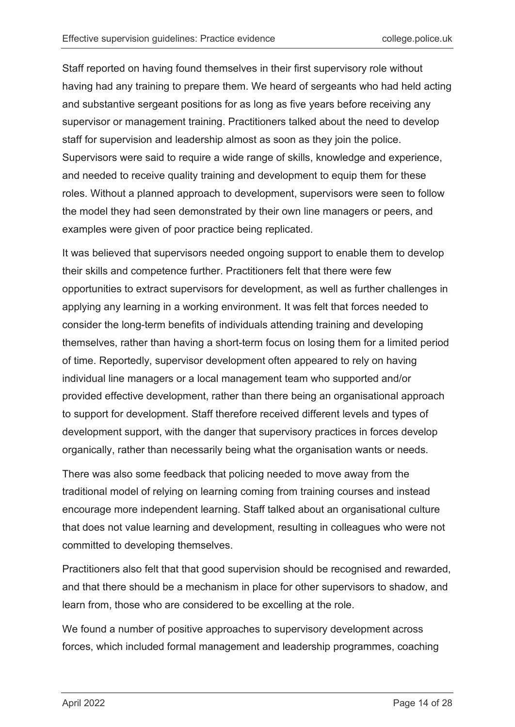Staff reported on having found themselves in their first supervisory role without having had any training to prepare them. We heard of sergeants who had held acting and substantive sergeant positions for as long as five years before receiving any supervisor or management training. Practitioners talked about the need to develop staff for supervision and leadership almost as soon as they join the police. Supervisors were said to require a wide range of skills, knowledge and experience, and needed to receive quality training and development to equip them for these roles. Without a planned approach to development, supervisors were seen to follow the model they had seen demonstrated by their own line managers or peers, and examples were given of poor practice being replicated.

It was believed that supervisors needed ongoing support to enable them to develop their skills and competence further. Practitioners felt that there were few opportunities to extract supervisors for development, as well as further challenges in applying any learning in a working environment. It was felt that forces needed to consider the long-term benefits of individuals attending training and developing themselves, rather than having a short-term focus on losing them for a limited period of time. Reportedly, supervisor development often appeared to rely on having individual line managers or a local management team who supported and/or provided effective development, rather than there being an organisational approach to support for development. Staff therefore received different levels and types of development support, with the danger that supervisory practices in forces develop organically, rather than necessarily being what the organisation wants or needs.

There was also some feedback that policing needed to move away from the traditional model of relying on learning coming from training courses and instead encourage more independent learning. Staff talked about an organisational culture that does not value learning and development, resulting in colleagues who were not committed to developing themselves.

Practitioners also felt that that good supervision should be recognised and rewarded, and that there should be a mechanism in place for other supervisors to shadow, and learn from, those who are considered to be excelling at the role.

We found a number of positive approaches to supervisory development across forces, which included formal management and leadership programmes, coaching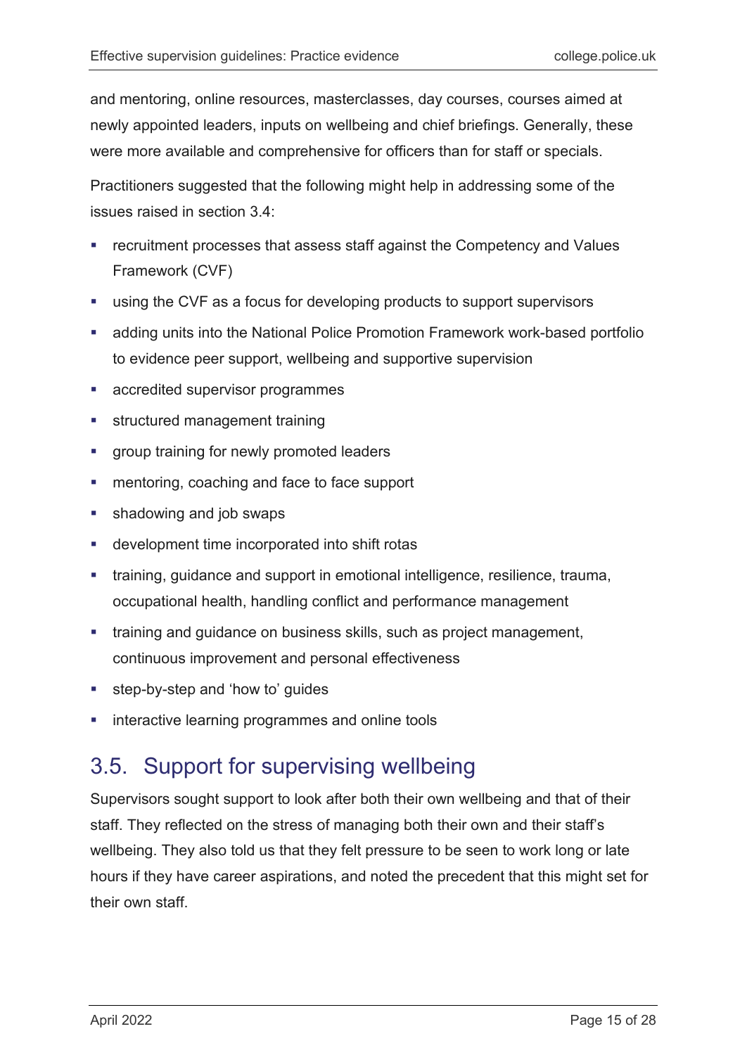and mentoring, online resources, masterclasses, day courses, courses aimed at newly appointed leaders, inputs on wellbeing and chief briefings. Generally, these were more available and comprehensive for officers than for staff or specials.

Practitioners suggested that the following might help in addressing some of the issues raised in section 3.4:

- recruitment processes that assess staff against the Competency and Values Framework (CVF)
- using the CVF as a focus for developing products to support supervisors
- adding units into the National Police Promotion Framework work-based portfolio to evidence peer support, wellbeing and supportive supervision
- accredited supervisor programmes
- structured management training
- group training for newly promoted leaders
- mentoring, coaching and face to face support
- shadowing and job swaps
- development time incorporated into shift rotas
- training, guidance and support in emotional intelligence, resilience, trauma, occupational health, handling conflict and performance management
- training and guidance on business skills, such as project management, continuous improvement and personal effectiveness
- step-by-step and 'how to' guides
- interactive learning programmes and online tools

## 3.5. Support for supervising wellbeing

Supervisors sought support to look after both their own wellbeing and that of their staff. They reflected on the stress of managing both their own and their staff's wellbeing. They also told us that they felt pressure to be seen to work long or late hours if they have career aspirations, and noted the precedent that this might set for their own staff.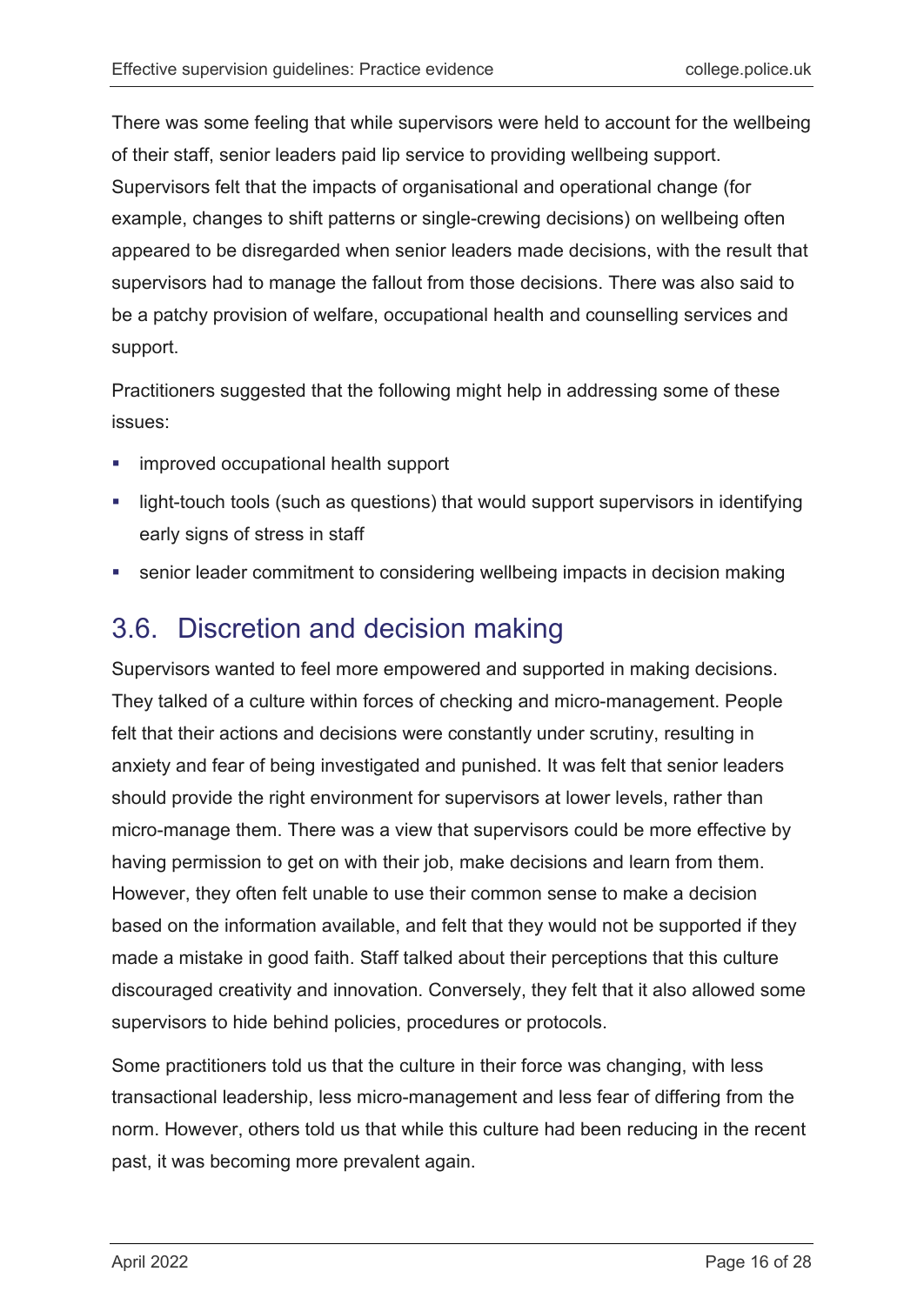There was some feeling that while supervisors were held to account for the wellbeing of their staff, senior leaders paid lip service to providing wellbeing support. Supervisors felt that the impacts of organisational and operational change (for example, changes to shift patterns or single-crewing decisions) on wellbeing often appeared to be disregarded when senior leaders made decisions, with the result that supervisors had to manage the fallout from those decisions. There was also said to be a patchy provision of welfare, occupational health and counselling services and support.

Practitioners suggested that the following might help in addressing some of these issues:

- improved occupational health support
- light-touch tools (such as questions) that would support supervisors in identifying early signs of stress in staff
- senior leader commitment to considering wellbeing impacts in decision making

## 3.6. Discretion and decision making

Supervisors wanted to feel more empowered and supported in making decisions. They talked of a culture within forces of checking and micro-management. People felt that their actions and decisions were constantly under scrutiny, resulting in anxiety and fear of being investigated and punished. It was felt that senior leaders should provide the right environment for supervisors at lower levels, rather than micro-manage them. There was a view that supervisors could be more effective by having permission to get on with their job, make decisions and learn from them. However, they often felt unable to use their common sense to make a decision based on the information available, and felt that they would not be supported if they made a mistake in good faith. Staff talked about their perceptions that this culture discouraged creativity and innovation. Conversely, they felt that it also allowed some supervisors to hide behind policies, procedures or protocols.

Some practitioners told us that the culture in their force was changing, with less transactional leadership, less micro-management and less fear of differing from the norm. However, others told us that while this culture had been reducing in the recent past, it was becoming more prevalent again.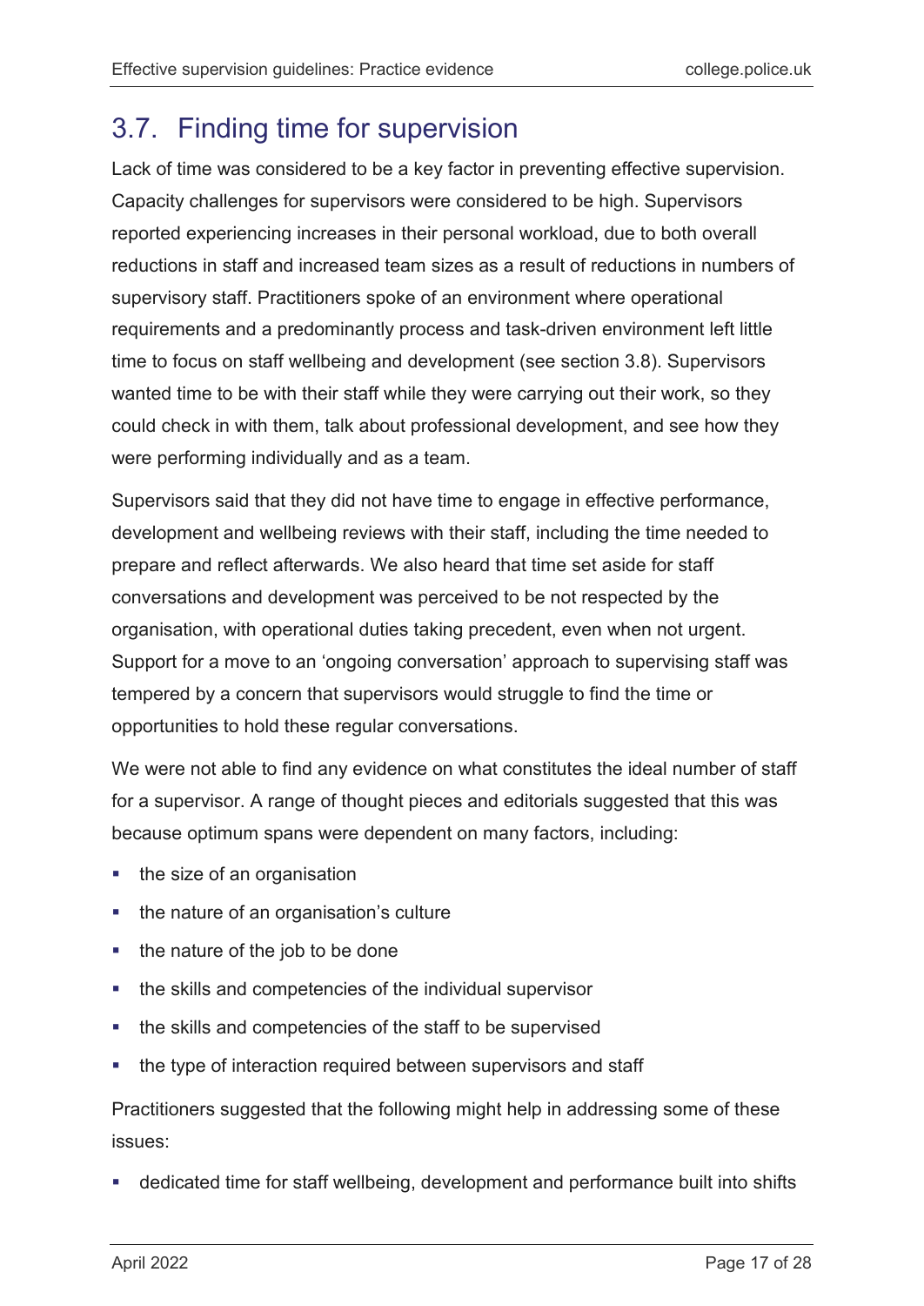## 3.7. Finding time for supervision

Lack of time was considered to be a key factor in preventing effective supervision. Capacity challenges for supervisors were considered to be high. Supervisors reported experiencing increases in their personal workload, due to both overall reductions in staff and increased team sizes as a result of reductions in numbers of supervisory staff. Practitioners spoke of an environment where operational requirements and a predominantly process and task-driven environment left little time to focus on staff wellbeing and development (see section 3.8). Supervisors wanted time to be with their staff while they were carrying out their work, so they could check in with them, talk about professional development, and see how they were performing individually and as a team.

Supervisors said that they did not have time to engage in effective performance, development and wellbeing reviews with their staff, including the time needed to prepare and reflect afterwards. We also heard that time set aside for staff conversations and development was perceived to be not respected by the organisation, with operational duties taking precedent, even when not urgent. Support for a move to an 'ongoing conversation' approach to supervising staff was tempered by a concern that supervisors would struggle to find the time or opportunities to hold these regular conversations.

We were not able to find any evidence on what constitutes the ideal number of staff for a supervisor. A range of thought pieces and editorials suggested that this was because optimum spans were dependent on many factors, including:

- the size of an organisation
- the nature of an organisation's culture
- the nature of the job to be done
- the skills and competencies of the individual supervisor
- the skills and competencies of the staff to be supervised
- the type of interaction required between supervisors and staff

Practitioners suggested that the following might help in addressing some of these issues:

- dedicated time for staff wellbeing, development and performance built into shifts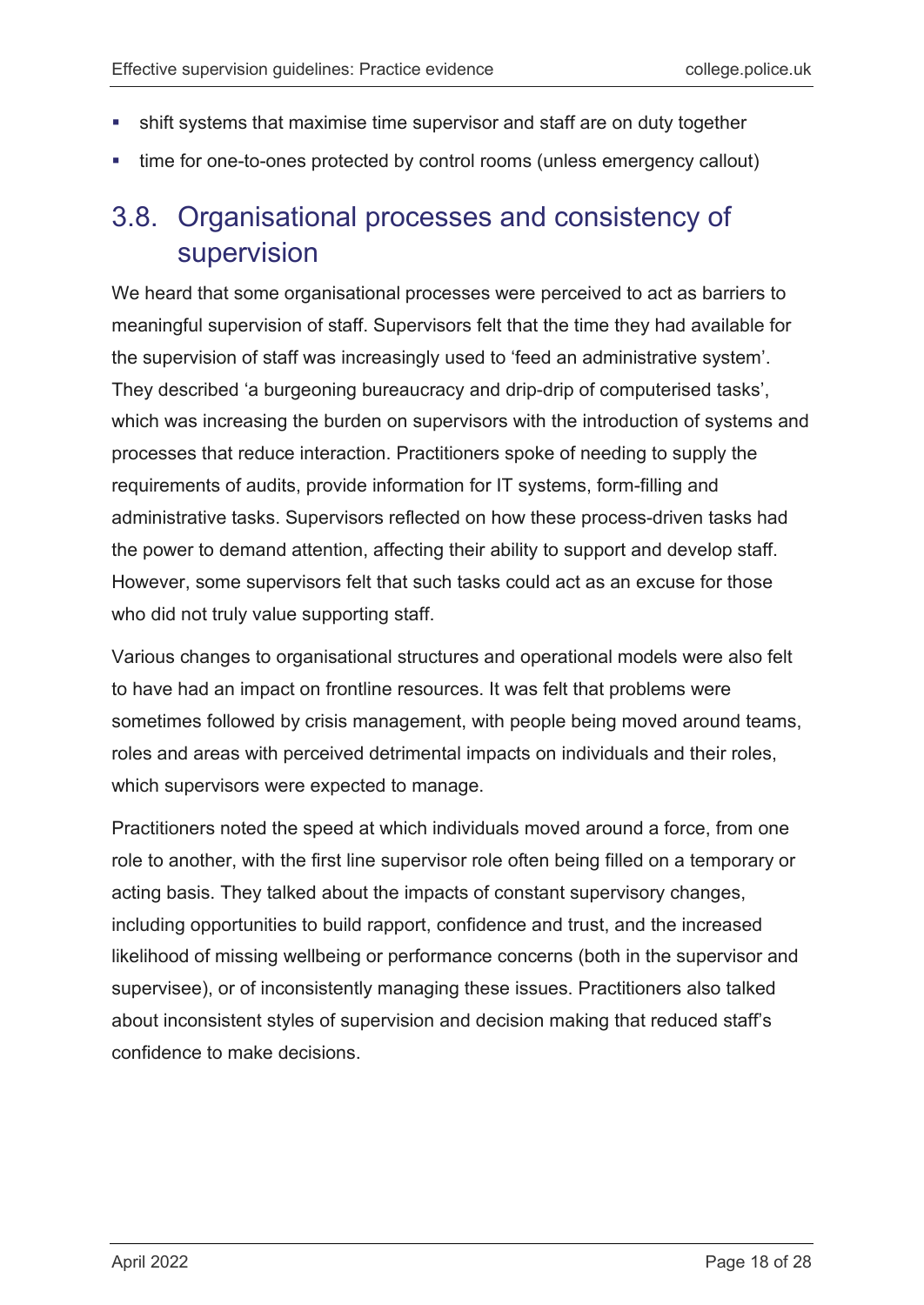- shift systems that maximise time supervisor and staff are on duty together
- time for one-to-ones protected by control rooms (unless emergency callout)

## 3.8. Organisational processes and consistency of supervision

We heard that some organisational processes were perceived to act as barriers to meaningful supervision of staff. Supervisors felt that the time they had available for the supervision of staff was increasingly used to 'feed an administrative system'. They described 'a burgeoning bureaucracy and drip-drip of computerised tasks', which was increasing the burden on supervisors with the introduction of systems and processes that reduce interaction. Practitioners spoke of needing to supply the requirements of audits, provide information for IT systems, form-filling and administrative tasks. Supervisors reflected on how these process-driven tasks had the power to demand attention, affecting their ability to support and develop staff. However, some supervisors felt that such tasks could act as an excuse for those who did not truly value supporting staff.

Various changes to organisational structures and operational models were also felt to have had an impact on frontline resources. It was felt that problems were sometimes followed by crisis management, with people being moved around teams, roles and areas with perceived detrimental impacts on individuals and their roles, which supervisors were expected to manage.

Practitioners noted the speed at which individuals moved around a force, from one role to another, with the first line supervisor role often being filled on a temporary or acting basis. They talked about the impacts of constant supervisory changes, including opportunities to build rapport, confidence and trust, and the increased likelihood of missing wellbeing or performance concerns (both in the supervisor and supervisee), or of inconsistently managing these issues. Practitioners also talked about inconsistent styles of supervision and decision making that reduced staff's confidence to make decisions.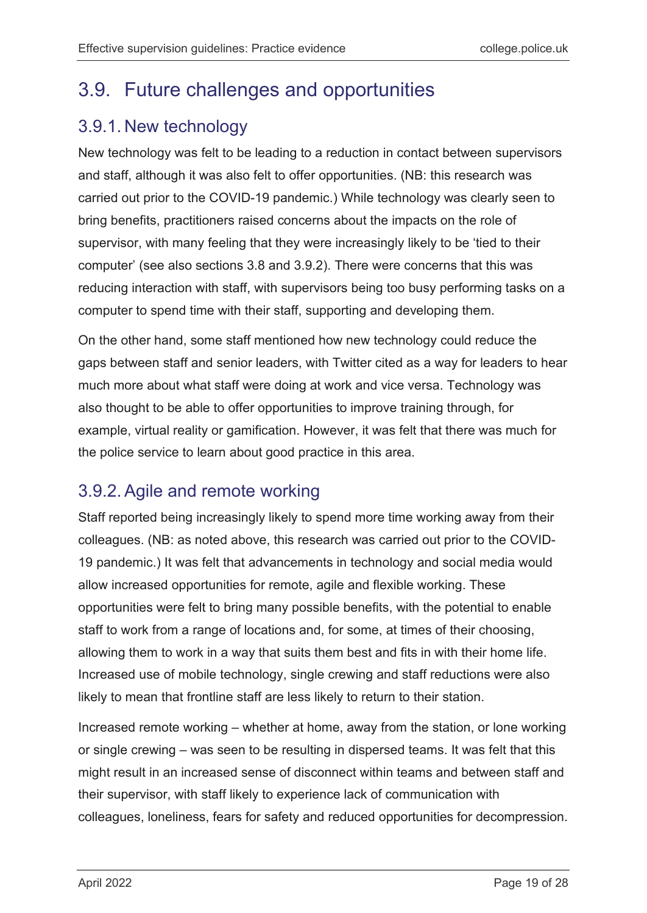## 3.9. Future challenges and opportunities

### 3.9.1. New technology

New technology was felt to be leading to a reduction in contact between supervisors and staff, although it was also felt to offer opportunities. (NB: this research was carried out prior to the COVID-19 pandemic.) While technology was clearly seen to bring benefits, practitioners raised concerns about the impacts on the role of supervisor, with many feeling that they were increasingly likely to be 'tied to their computer' (see also sections 3.8 and 3.9.2). There were concerns that this was reducing interaction with staff, with supervisors being too busy performing tasks on a computer to spend time with their staff, supporting and developing them.

On the other hand, some staff mentioned how new technology could reduce the gaps between staff and senior leaders, with Twitter cited as a way for leaders to hear much more about what staff were doing at work and vice versa. Technology was also thought to be able to offer opportunities to improve training through, for example, virtual reality or gamification. However, it was felt that there was much for the police service to learn about good practice in this area.

### 3.9.2. Agile and remote working

Staff reported being increasingly likely to spend more time working away from their colleagues. (NB: as noted above, this research was carried out prior to the COVID-19 pandemic.) It was felt that advancements in technology and social media would allow increased opportunities for remote, agile and flexible working. These opportunities were felt to bring many possible benefits, with the potential to enable staff to work from a range of locations and, for some, at times of their choosing, allowing them to work in a way that suits them best and fits in with their home life. Increased use of mobile technology, single crewing and staff reductions were also likely to mean that frontline staff are less likely to return to their station.

Increased remote working – whether at home, away from the station, or lone working or single crewing – was seen to be resulting in dispersed teams. It was felt that this might result in an increased sense of disconnect within teams and between staff and their supervisor, with staff likely to experience lack of communication with colleagues, loneliness, fears for safety and reduced opportunities for decompression.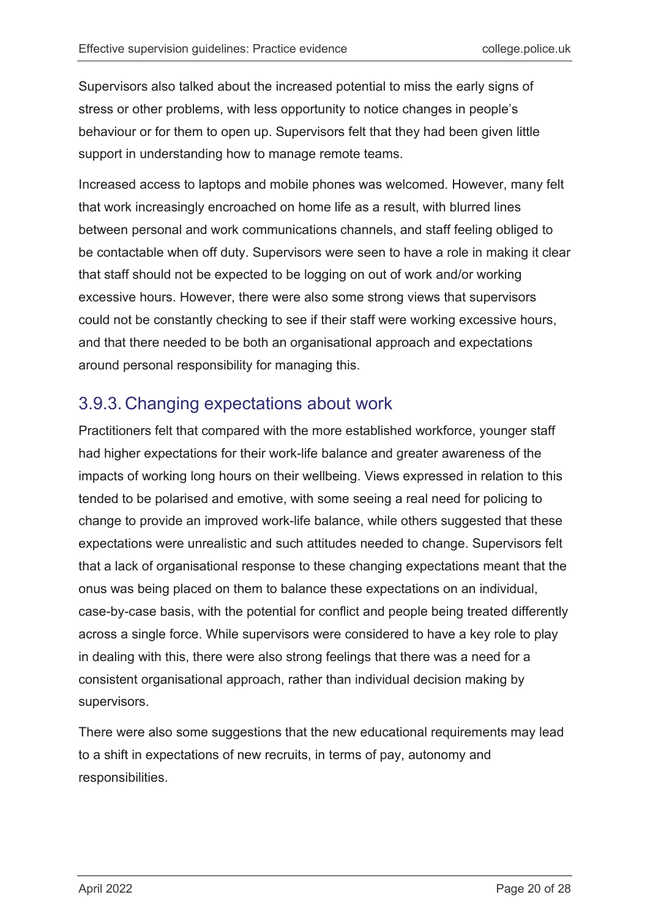Supervisors also talked about the increased potential to miss the early signs of stress or other problems, with less opportunity to notice changes in people's behaviour or for them to open up. Supervisors felt that they had been given little support in understanding how to manage remote teams.

Increased access to laptops and mobile phones was welcomed. However, many felt that work increasingly encroached on home life as a result, with blurred lines between personal and work communications channels, and staff feeling obliged to be contactable when off duty. Supervisors were seen to have a role in making it clear that staff should not be expected to be logging on out of work and/or working excessive hours. However, there were also some strong views that supervisors could not be constantly checking to see if their staff were working excessive hours, and that there needed to be both an organisational approach and expectations around personal responsibility for managing this.

### 3.9.3. Changing expectations about work

Practitioners felt that compared with the more established workforce, younger staff had higher expectations for their work-life balance and greater awareness of the impacts of working long hours on their wellbeing. Views expressed in relation to this tended to be polarised and emotive, with some seeing a real need for policing to change to provide an improved work-life balance, while others suggested that these expectations were unrealistic and such attitudes needed to change. Supervisors felt that a lack of organisational response to these changing expectations meant that the onus was being placed on them to balance these expectations on an individual, case-by-case basis, with the potential for conflict and people being treated differently across a single force. While supervisors were considered to have a key role to play in dealing with this, there were also strong feelings that there was a need for a consistent organisational approach, rather than individual decision making by supervisors.

There were also some suggestions that the new educational requirements may lead to a shift in expectations of new recruits, in terms of pay, autonomy and responsibilities.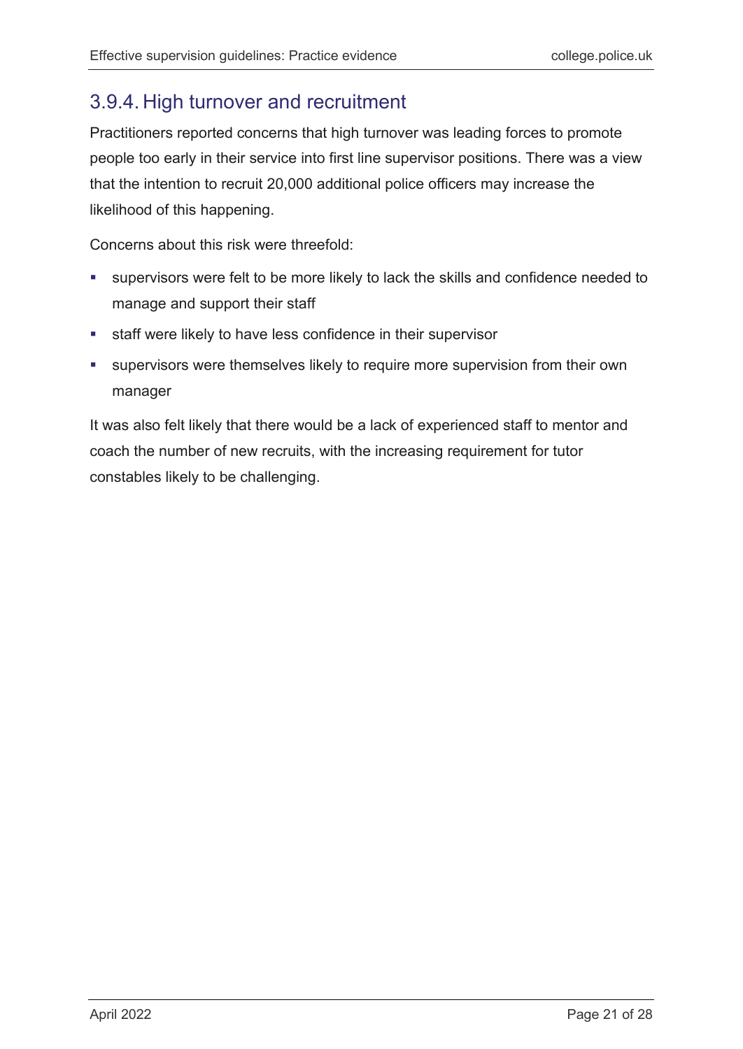### 3.9.4. High turnover and recruitment

Practitioners reported concerns that high turnover was leading forces to promote people too early in their service into first line supervisor positions. There was a view that the intention to recruit 20,000 additional police officers may increase the likelihood of this happening.

Concerns about this risk were threefold:

- supervisors were felt to be more likely to lack the skills and confidence needed to manage and support their staff
- staff were likely to have less confidence in their supervisor
- supervisors were themselves likely to require more supervision from their own manager

It was also felt likely that there would be a lack of experienced staff to mentor and coach the number of new recruits, with the increasing requirement for tutor constables likely to be challenging.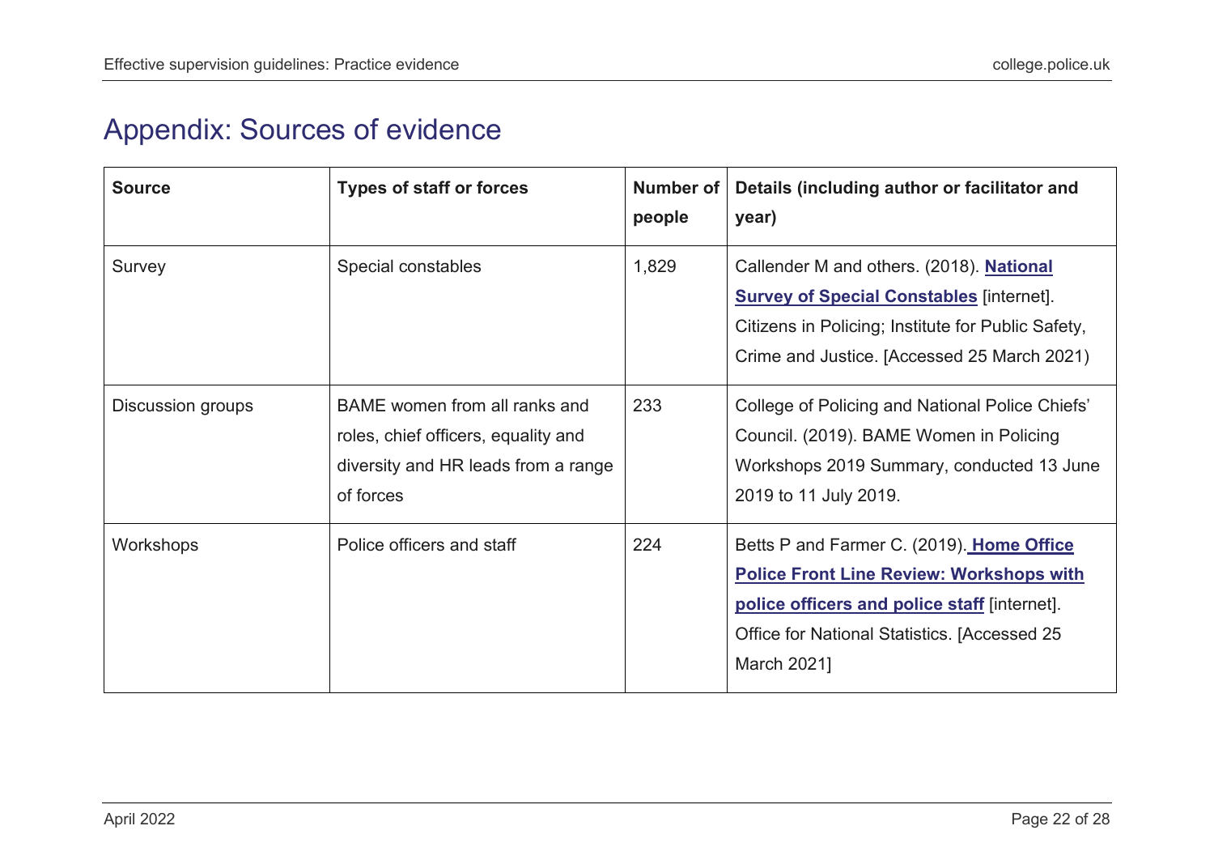# Appendix: Sources of evidence

| Source | Types of staff or forces | Number of people | Details (including author or facilitator and year) |
|---|---|---|---|
| Survey | Special constables | 1,829 | Callender M and others. (2018). **National Survey of Special Constables** [internet]. Citizens in Policing; Institute for Public Safety, Crime and Justice. [Accessed 25 March 2021) |
| Discussion groups | BAME women from all ranks and roles, chief officers, equality and diversity and HR leads from a range of forces | 233 | College of Policing and National Police Chiefs' Council. (2019). BAME Women in Policing Workshops 2019 Summary, conducted 13 June 2019 to 11 July 2019. |
| Workshops | Police officers and staff | 224 | Betts P and Farmer C. (2019). **Home Office Police Front Line Review: Workshops with police officers and police staff** [internet]. Office for National Statistics. [Accessed 25 March 2021] |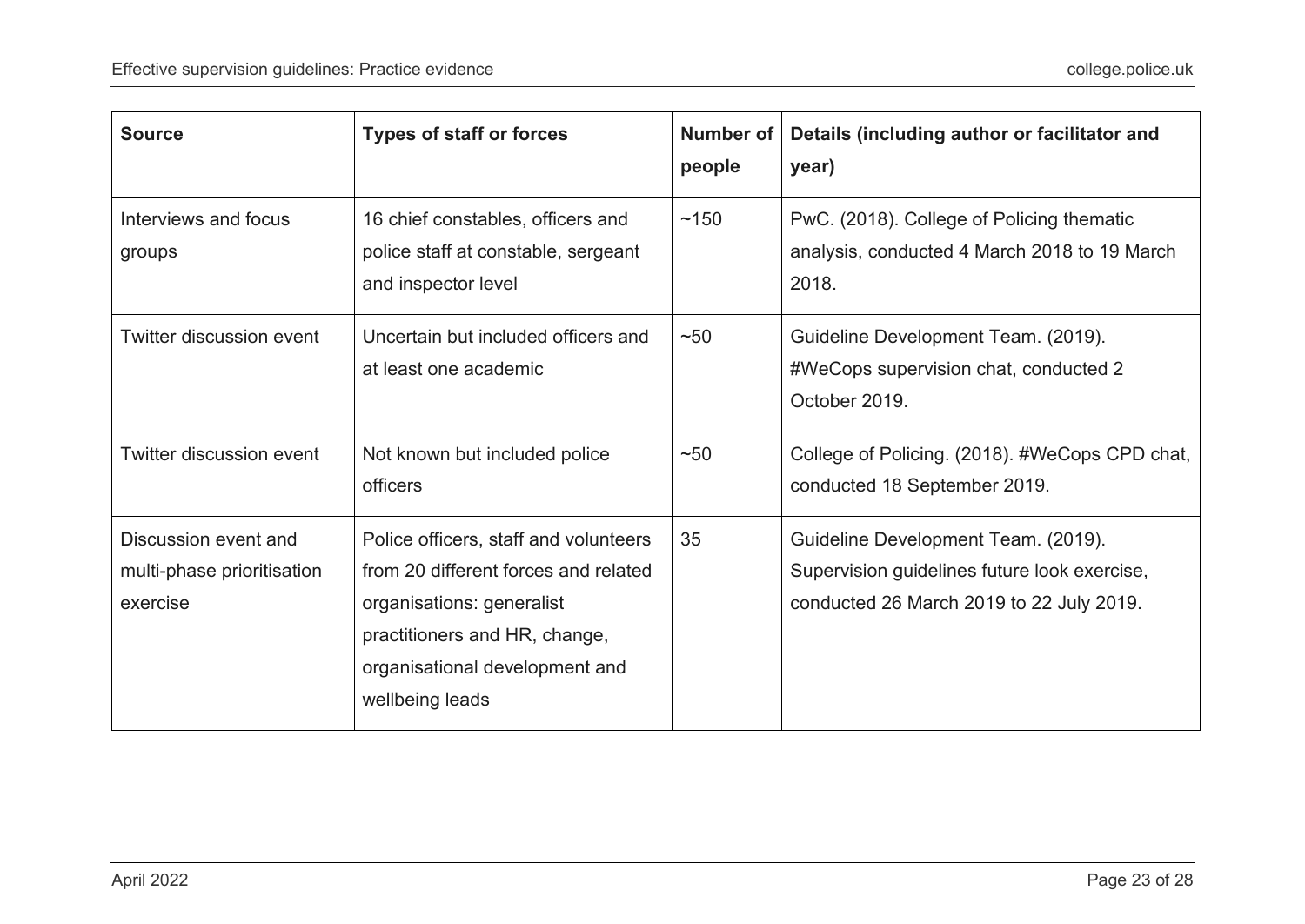| Source | Types of staff or forces | Number of people | Details (including author or facilitator and year) |
|---|---|---|---|
| Interviews and focus groups | 16 chief constables, officers and police staff at constable, sergeant and inspector level | ~150 | PwC. (2018). College of Policing thematic analysis, conducted 4 March 2018 to 19 March 2018. |
| Twitter discussion event | Uncertain but included officers and at least one academic | ~50 | Guideline Development Team. (2019). #WeCops supervision chat, conducted 2 October 2019. |
| Twitter discussion event | Not known but included police officers | ~50 | College of Policing. (2018). #WeCops CPD chat, conducted 18 September 2019. |
| Discussion event and multi-phase prioritisation exercise | Police officers, staff and volunteers from 20 different forces and related organisations: generalist practitioners and HR, change, organisational development and wellbeing leads | 35 | Guideline Development Team. (2019). Supervision guidelines future look exercise, conducted 26 March 2019 to 22 July 2019. |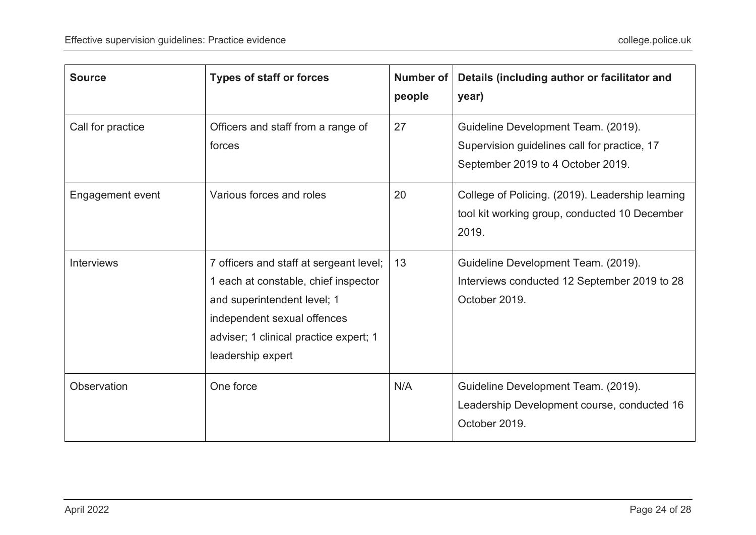| Source | Types of staff or forces | Number of people | Details (including author or facilitator and year) |
|---|---|---|---|
| Call for practice | Officers and staff from a range of forces | 27 | Guideline Development Team. (2019). Supervision guidelines call for practice, 17 September 2019 to 4 October 2019. |
| Engagement event | Various forces and roles | 20 | College of Policing. (2019). Leadership learning tool kit working group, conducted 10 December 2019. |
| Interviews | 7 officers and staff at sergeant level; 1 each at constable, chief inspector and superintendent level; 1 independent sexual offences adviser; 1 clinical practice expert; 1 leadership expert | 13 | Guideline Development Team. (2019). Interviews conducted 12 September 2019 to 28 October 2019. |
| Observation | One force | N/A | Guideline Development Team. (2019). Leadership Development course, conducted 16 October 2019. |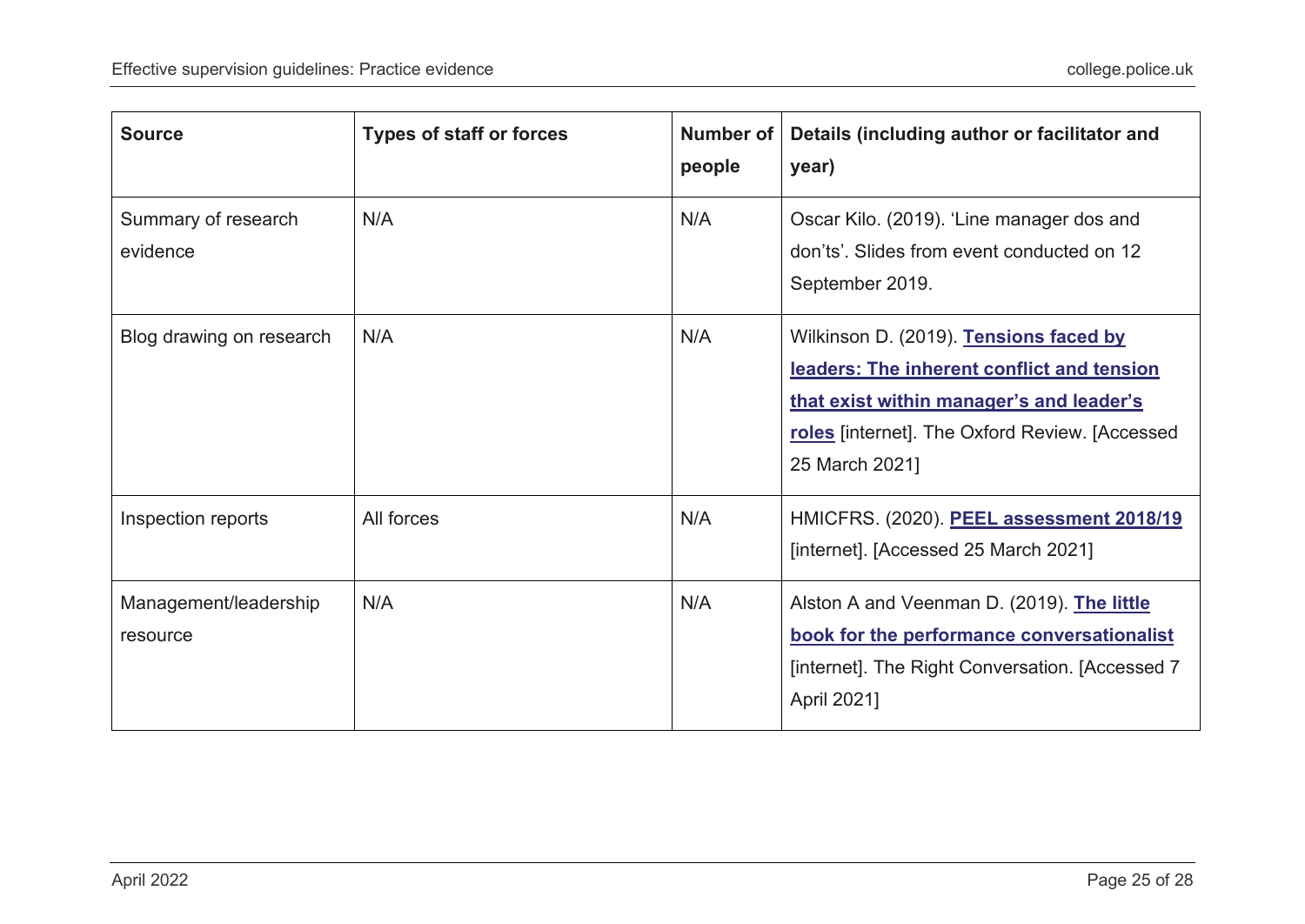| Source | Types of staff or forces | Number of people | Details (including author or facilitator and year) |
|---|---|---|---|
| Summary of research evidence | N/A | N/A | Oscar Kilo. (2019). 'Line manager dos and don'ts'. Slides from event conducted on 12 September 2019. |
| Blog drawing on research | N/A | N/A | Wilkinson D. (2019). **Tensions faced by leaders: The inherent conflict and tension that exist within manager's and leader's roles** [internet]. The Oxford Review. [Accessed 25 March 2021] |
| Inspection reports | All forces | N/A | HMICFRS. (2020). **PEEL assessment 2018/19** [internet]. [Accessed 25 March 2021] |
| Management/leadership resource | N/A | N/A | Alston A and Veenman D. (2019). **The little book for the performance conversationalist** [internet]. The Right Conversation. [Accessed 7 April 2021] |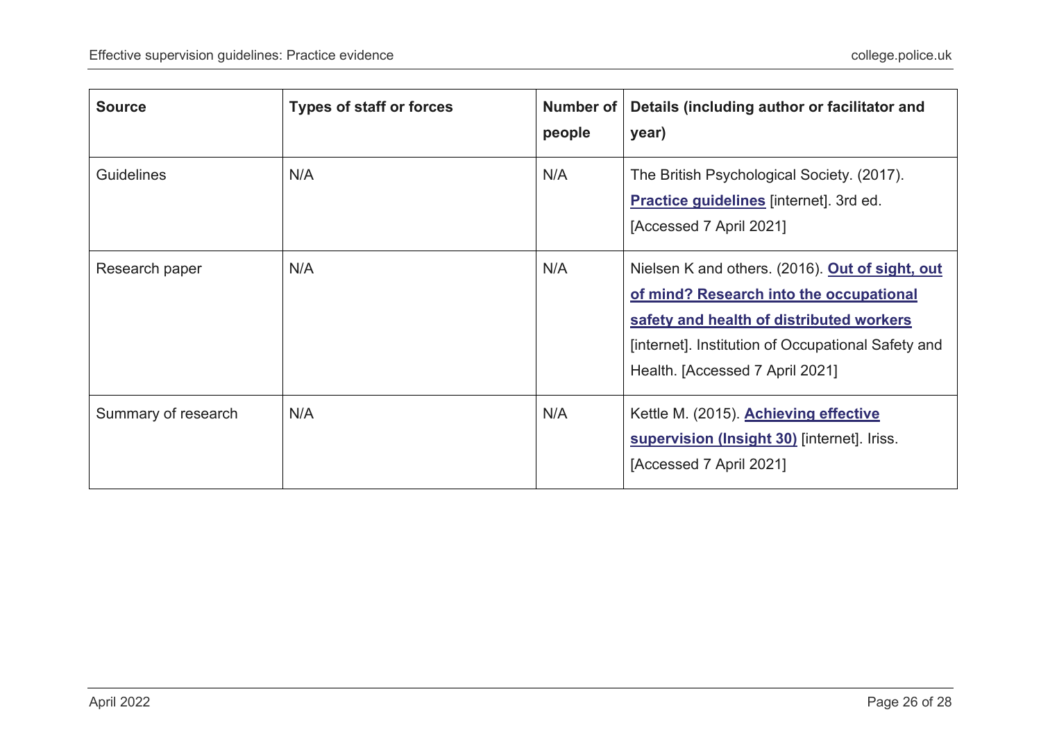| Source | Types of staff or forces | Number of people | Details (including author or facilitator and year) |
|---|---|---|---|
| Guidelines | N/A | N/A | The British Psychological Society. (2017). **Practice guidelines** [internet]. 3rd ed. [Accessed 7 April 2021] |
| Research paper | N/A | N/A | Nielsen K and others. (2016). **Out of sight, out of mind? Research into the occupational safety and health of distributed workers** [internet]. Institution of Occupational Safety and Health. [Accessed 7 April 2021] |
| Summary of research | N/A | N/A | Kettle M. (2015). **Achieving effective supervision (Insight 30)** [internet]. Iriss. [Accessed 7 April 2021] |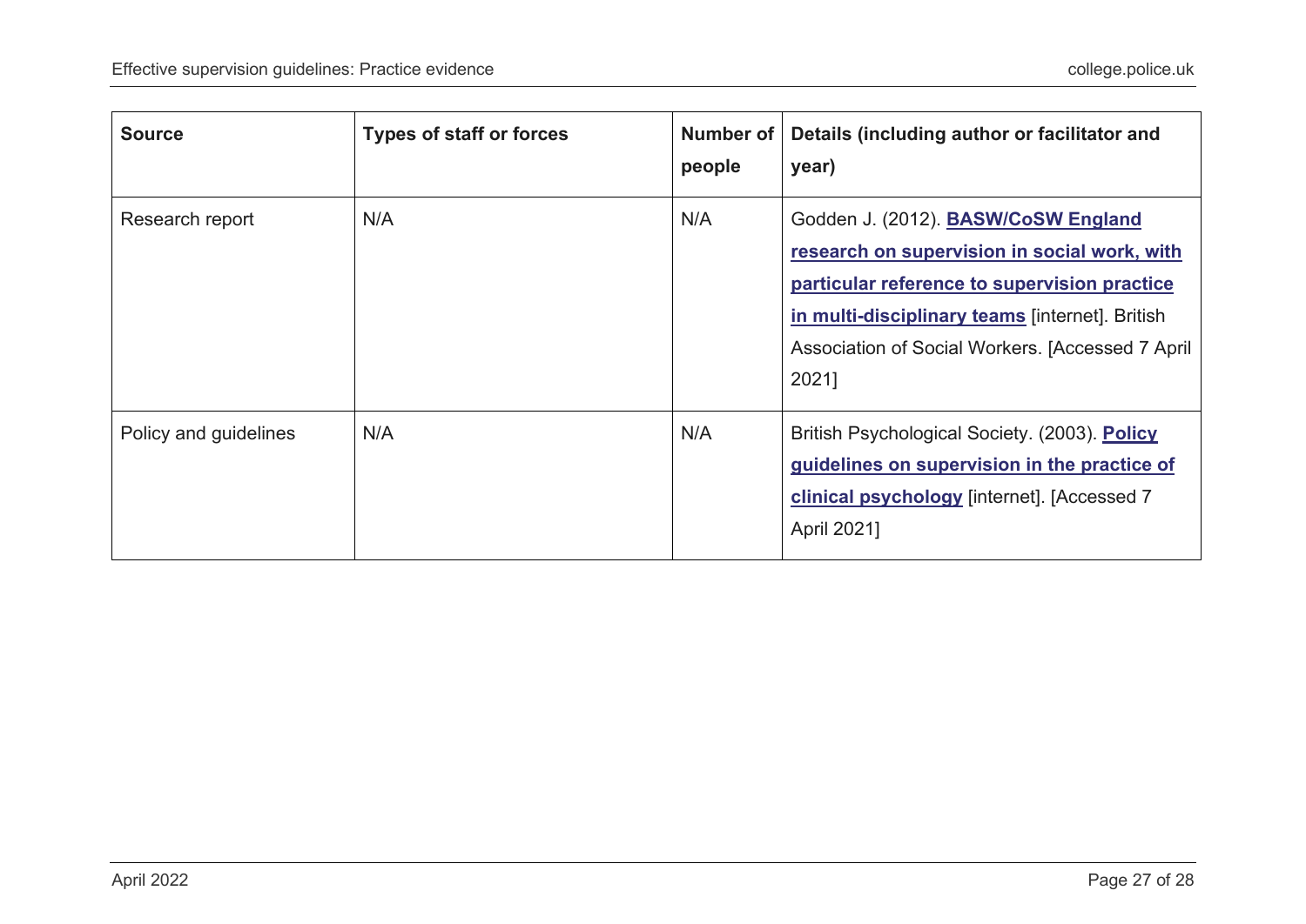| Source | Types of staff or forces | Number of people | Details (including author or facilitator and year) |
|---|---|---|---|
| Research report | N/A | N/A | Godden J. (2012). **BASW/CoSW England research on supervision in social work, with particular reference to supervision practice in multi-disciplinary teams** [internet]. British Association of Social Workers. [Accessed 7 April 2021] |
| Policy and guidelines | N/A | N/A | British Psychological Society. (2003). **Policy guidelines on supervision in the practice of clinical psychology** [internet]. [Accessed 7 April 2021] |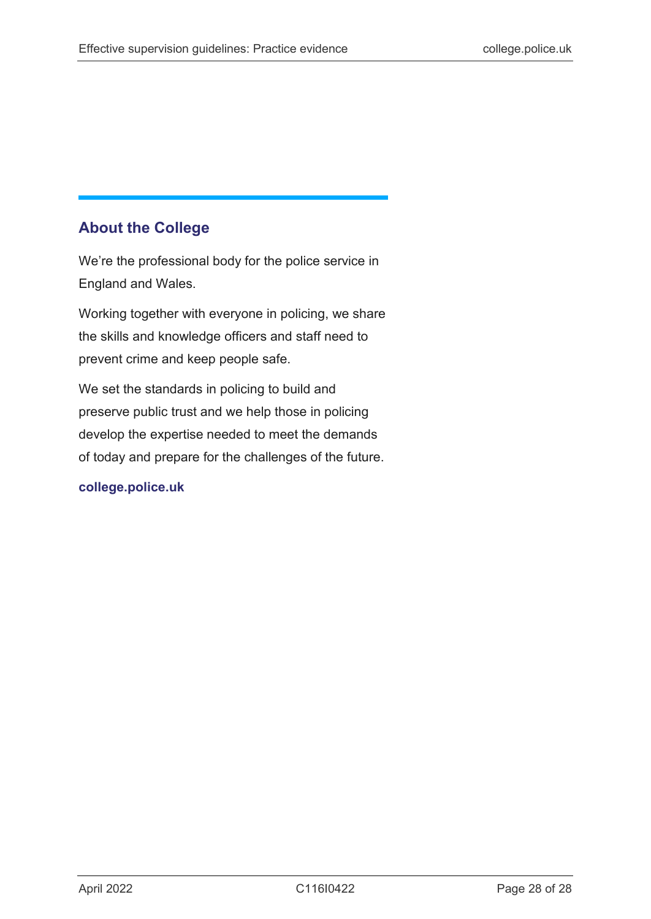## About the College

We’re the professional body for the police service in England and Wales.

Working together with everyone in policing, we share the skills and knowledge officers and staff need to prevent crime and keep people safe.

We set the standards in policing to build and preserve public trust and we help those in policing develop the expertise needed to meet the demands of today and prepare for the challenges of the future.

**college.police.uk**